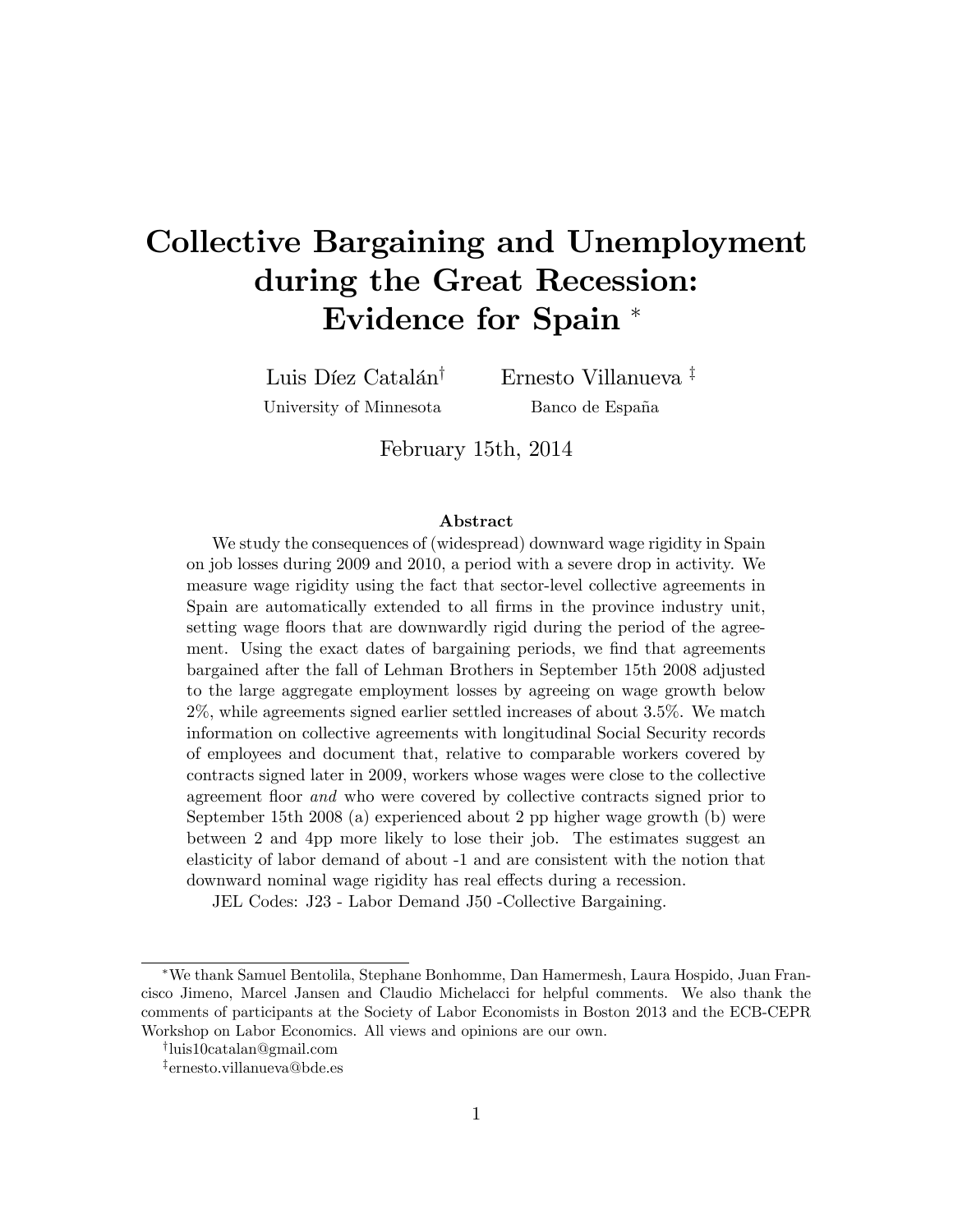# Collective Bargaining and Unemployment during the Great Recession: Evidence for Spain [*]

Luis Díez Catalán[†]
University of Minnesota

Ernesto Villanueva [‡]
Banco de España

February 15th, 2014

## Abstract

We study the consequences of (widespread) downward wage rigidity in Spain on job losses during 2009 and 2010, a period with a severe drop in activity. We measure wage rigidity using the fact that sector-level collective agreements in Spain are automatically extended to all firms in the province industry unit, setting wage floors that are downwardly rigid during the period of the agreement. Using the exact dates of bargaining periods, we find that agreements bargained after the fall of Lehman Brothers in September 15th 2008 adjusted to the large aggregate employment losses by agreeing on wage growth below 2%, while agreements signed earlier settled increases of about 3.5%. We match information on collective agreements with longitudinal Social Security records of employees and document that, relative to comparable workers covered by contracts signed later in 2009, workers whose wages were close to the collective agreement floor *and* who were covered by collective contracts signed prior to September 15th 2008 (a) experienced about 2 pp higher wage growth (b) were between 2 and 4pp more likely to lose their job. The estimates suggest an elasticity of labor demand of about -1 and are consistent with the notion that downward nominal wage rigidity has real effects during a recession.

JEL Codes: J23 - Labor Demand J50 -Collective Bargaining.

---

[*] We thank Samuel Bentolila, Stephane Bonhomme, Dan Hamermesh, Laura Hospido, Juan Francisco Jimeno, Marcel Jansen and Claudio Michelacci for helpful comments. We also thank the comments of participants at the Society of Labor Economists in Boston 2013 and the ECB-CEPR Workshop on Labor Economics. All views and opinions are our own.

[†] luis10catalan@gmail.com

[‡] ernesto.villanueva@bde.es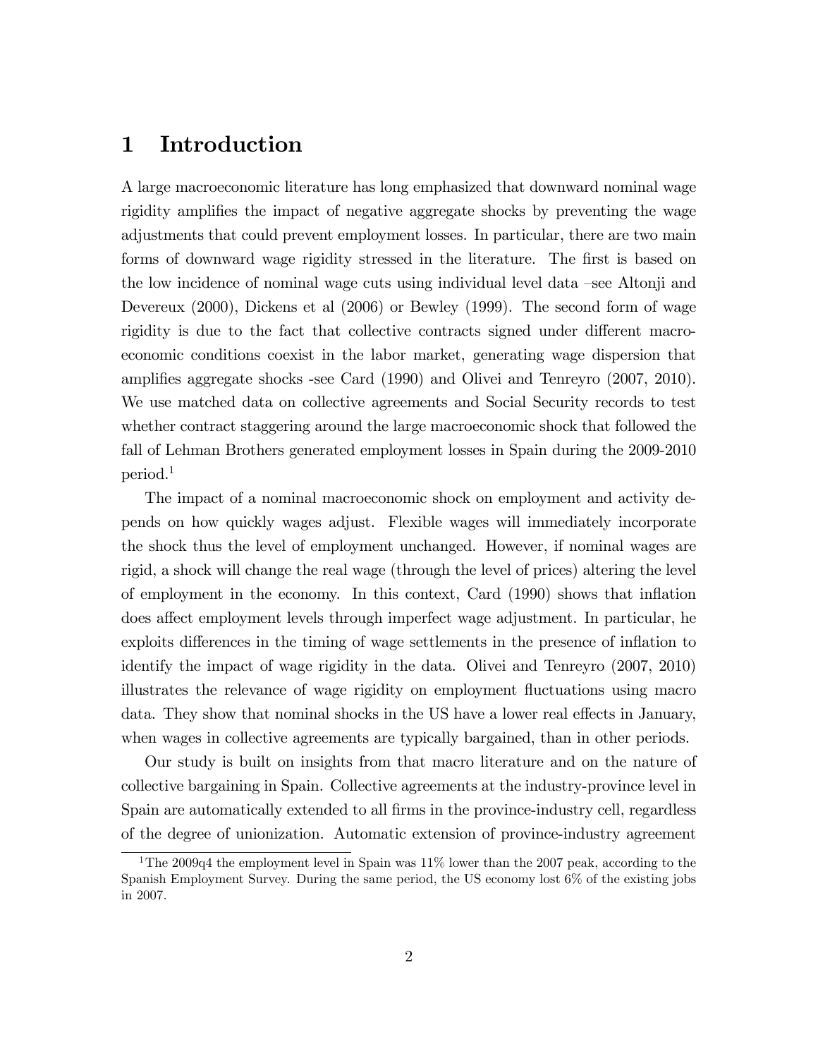# 1 Introduction

A large macroeconomic literature has long emphasized that downward nominal wage rigidity amplifies the impact of negative aggregate shocks by preventing the wage adjustments that could prevent employment losses. In particular, there are two main forms of downward wage rigidity stressed in the literature. The first is based on the low incidence of nominal wage cuts using individual level data –see Altonji and Devereux (2000), Dickens et al (2006) or Bewley (1999). The second form of wage rigidity is due to the fact that collective contracts signed under different macroeconomic conditions coexist in the labor market, generating wage dispersion that amplifies aggregate shocks -see Card (1990) and Olivei and Tenreyro (2007, 2010). We use matched data on collective agreements and Social Security records to test whether contract staggering around the large macroeconomic shock that followed the fall of Lehman Brothers generated employment losses in Spain during the 2009-2010 period.[1]

The impact of a nominal macroeconomic shock on employment and activity depends on how quickly wages adjust. Flexible wages will immediately incorporate the shock thus the level of employment unchanged. However, if nominal wages are rigid, a shock will change the real wage (through the level of prices) altering the level of employment in the economy. In this context, Card (1990) shows that inflation does affect employment levels through imperfect wage adjustment. In particular, he exploits differences in the timing of wage settlements in the presence of inflation to identify the impact of wage rigidity in the data. Olivei and Tenreyro (2007, 2010) illustrates the relevance of wage rigidity on employment fluctuations using macro data. They show that nominal shocks in the US have a lower real effects in January, when wages in collective agreements are typically bargained, than in other periods.

Our study is built on insights from that macro literature and on the nature of collective bargaining in Spain. Collective agreements at the industry-province level in Spain are automatically extended to all firms in the province-industry cell, regardless of the degree of unionization. Automatic extension of province-industry agreement

[1] The 2009q4 the employment level in Spain was 11% lower than the 2007 peak, according to the Spanish Employment Survey. During the same period, the US economy lost 6% of the existing jobs in 2007.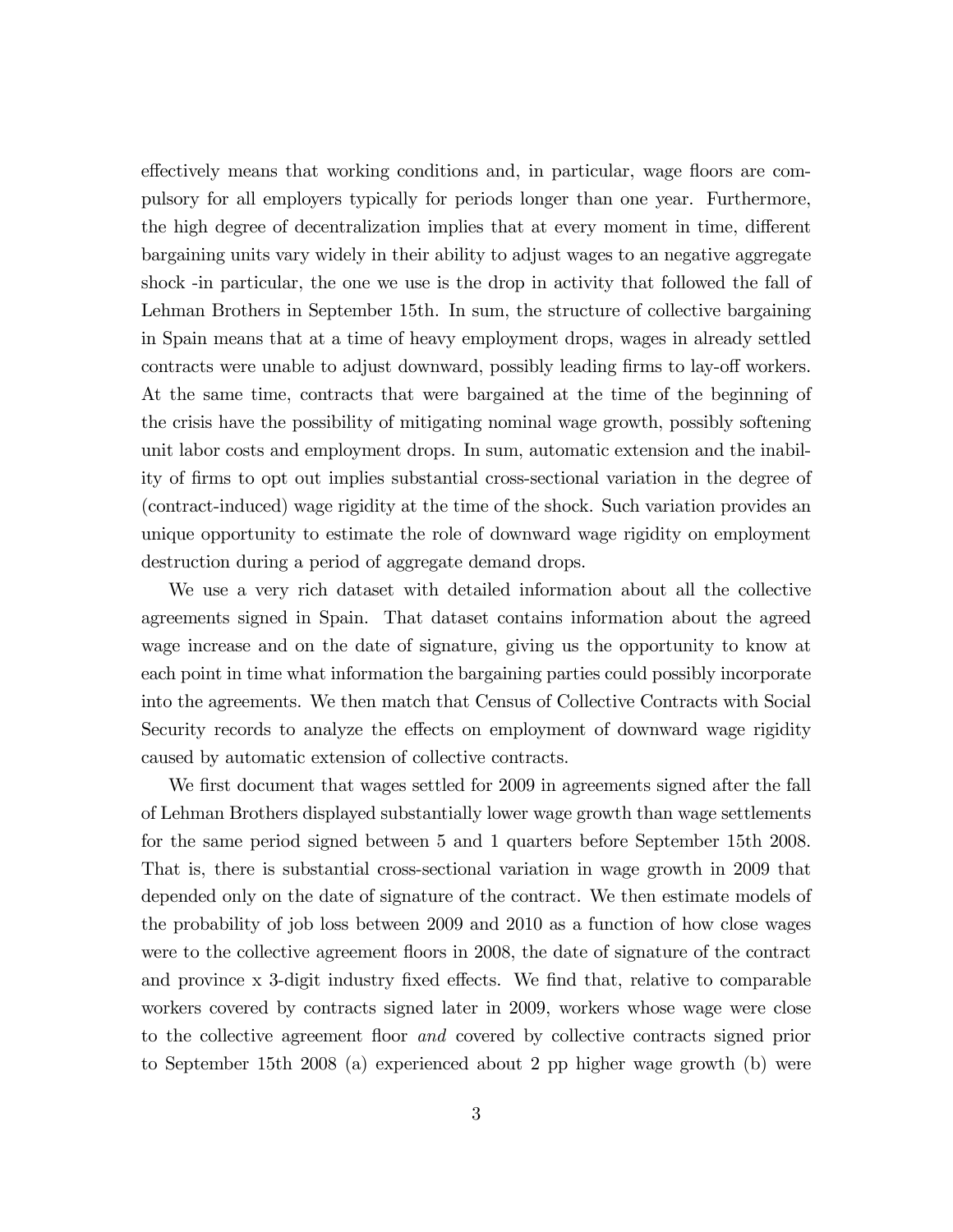effectively means that working conditions and, in particular, wage floors are compulsory for all employers typically for periods longer than one year. Furthermore, the high degree of decentralization implies that at every moment in time, different bargaining units vary widely in their ability to adjust wages to an negative aggregate shock -in particular, the one we use is the drop in activity that followed the fall of Lehman Brothers in September 15th. In sum, the structure of collective bargaining in Spain means that at a time of heavy employment drops, wages in already settled contracts were unable to adjust downward, possibly leading firms to lay-off workers. At the same time, contracts that were bargained at the time of the beginning of the crisis have the possibility of mitigating nominal wage growth, possibly softening unit labor costs and employment drops. In sum, automatic extension and the inability of firms to opt out implies substantial cross-sectional variation in the degree of (contract-induced) wage rigidity at the time of the shock. Such variation provides an unique opportunity to estimate the role of downward wage rigidity on employment destruction during a period of aggregate demand drops.

We use a very rich dataset with detailed information about all the collective agreements signed in Spain. That dataset contains information about the agreed wage increase and on the date of signature, giving us the opportunity to know at each point in time what information the bargaining parties could possibly incorporate into the agreements. We then match that Census of Collective Contracts with Social Security records to analyze the effects on employment of downward wage rigidity caused by automatic extension of collective contracts.

We first document that wages settled for 2009 in agreements signed after the fall of Lehman Brothers displayed substantially lower wage growth than wage settlements for the same period signed between 5 and 1 quarters before September 15th 2008. That is, there is substantial cross-sectional variation in wage growth in 2009 that depended only on the date of signature of the contract. We then estimate models of the probability of job loss between 2009 and 2010 as a function of how close wages were to the collective agreement floors in 2008, the date of signature of the contract and province x 3-digit industry fixed effects. We find that, relative to comparable workers covered by contracts signed later in 2009, workers whose wage were close to the collective agreement floor *and* covered by collective contracts signed prior to September 15th 2008 (a) experienced about 2 pp higher wage growth (b) were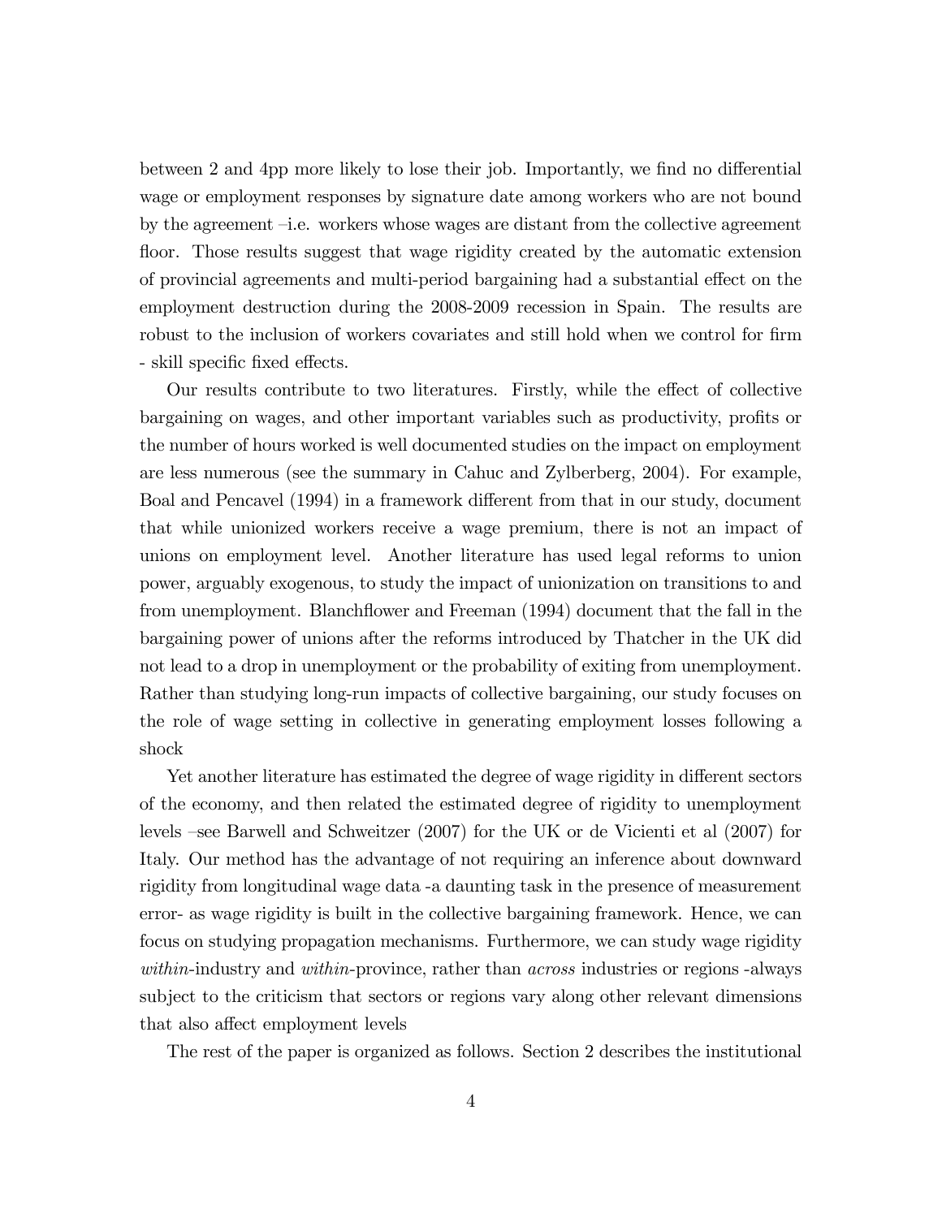between 2 and 4pp more likely to lose their job. Importantly, we find no differential wage or employment responses by signature date among workers who are not bound by the agreement –i.e. workers whose wages are distant from the collective agreement floor. Those results suggest that wage rigidity created by the automatic extension of provincial agreements and multi-period bargaining had a substantial effect on the employment destruction during the 2008-2009 recession in Spain. The results are robust to the inclusion of workers covariates and still hold when we control for firm - skill specific fixed effects.

Our results contribute to two literatures. Firstly, while the effect of collective bargaining on wages, and other important variables such as productivity, profits or the number of hours worked is well documented studies on the impact on employment are less numerous (see the summary in Cahuc and Zylberberg, 2004). For example, Boal and Pencavel (1994) in a framework different from that in our study, document that while unionized workers receive a wage premium, there is not an impact of unions on employment level. Another literature has used legal reforms to union power, arguably exogenous, to study the impact of unionization on transitions to and from unemployment. Blanchflower and Freeman (1994) document that the fall in the bargaining power of unions after the reforms introduced by Thatcher in the UK did not lead to a drop in unemployment or the probability of exiting from unemployment. Rather than studying long-run impacts of collective bargaining, our study focuses on the role of wage setting in collective in generating employment losses following a shock

Yet another literature has estimated the degree of wage rigidity in different sectors of the economy, and then related the estimated degree of rigidity to unemployment levels –see Barwell and Schweitzer (2007) for the UK or de Vicienti et al (2007) for Italy. Our method has the advantage of not requiring an inference about downward rigidity from longitudinal wage data -a daunting task in the presence of measurement error- as wage rigidity is built in the collective bargaining framework. Hence, we can focus on studying propagation mechanisms. Furthermore, we can study wage rigidity *within*-industry and *within*-province, rather than *across* industries or regions -always subject to the criticism that sectors or regions vary along other relevant dimensions that also affect employment levels

The rest of the paper is organized as follows. Section 2 describes the institutional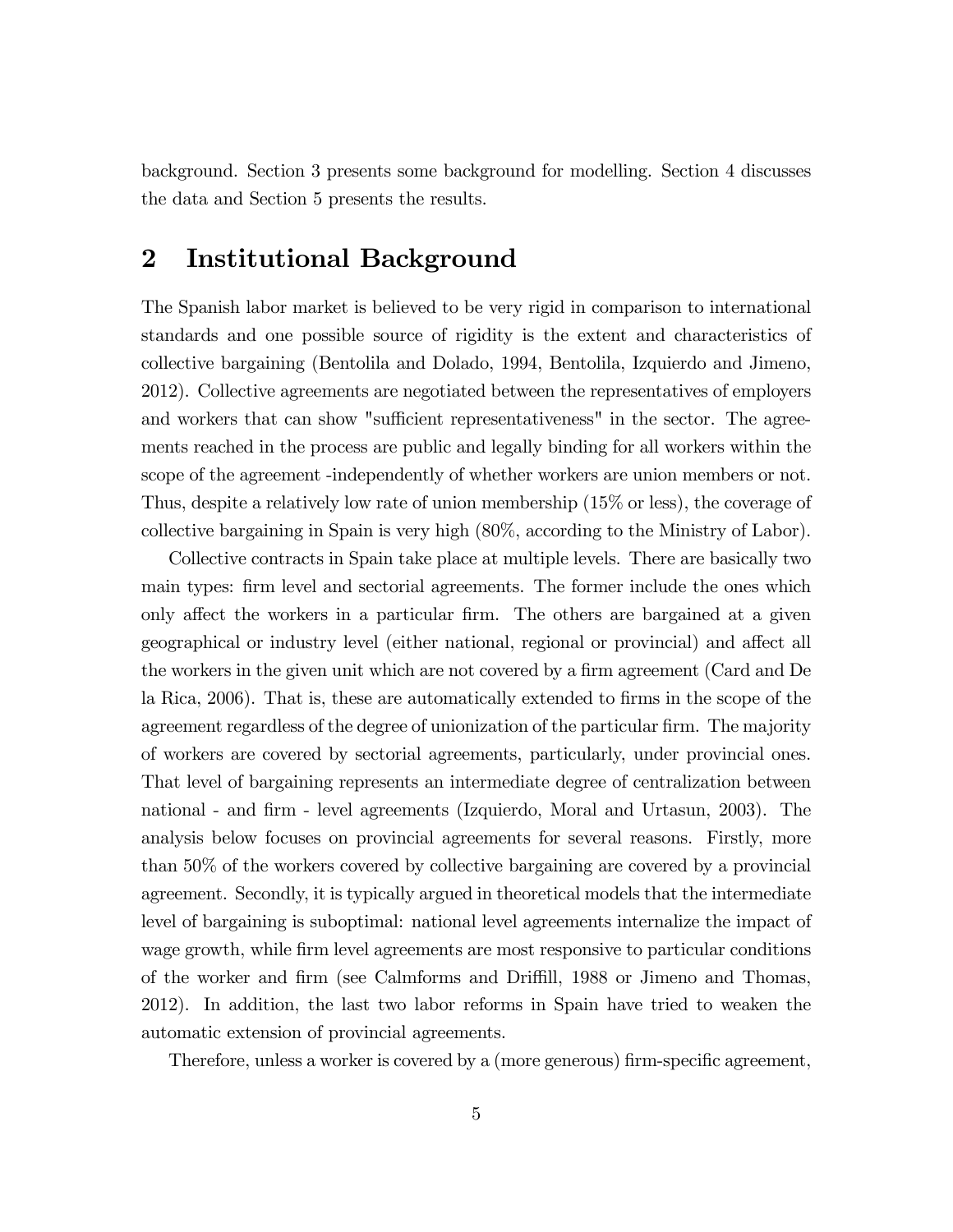background. Section 3 presents some background for modelling. Section 4 discusses the data and Section 5 presents the results.

## 2 Institutional Background

The Spanish labor market is believed to be very rigid in comparison to international standards and one possible source of rigidity is the extent and characteristics of collective bargaining (Bentolila and Dolado, 1994, Bentolila, Izquierdo and Jimeno, 2012). Collective agreements are negotiated between the representatives of employers and workers that can show "sufficient representativeness" in the sector. The agreements reached in the process are public and legally binding for all workers within the scope of the agreement -independently of whether workers are union members or not. Thus, despite a relatively low rate of union membership (15% or less), the coverage of collective bargaining in Spain is very high (80%, according to the Ministry of Labor).

Collective contracts in Spain take place at multiple levels. There are basically two main types: firm level and sectorial agreements. The former include the ones which only affect the workers in a particular firm. The others are bargained at a given geographical or industry level (either national, regional or provincial) and affect all the workers in the given unit which are not covered by a firm agreement (Card and De la Rica, 2006). That is, these are automatically extended to firms in the scope of the agreement regardless of the degree of unionization of the particular firm. The majority of workers are covered by sectorial agreements, particularly, under provincial ones. That level of bargaining represents an intermediate degree of centralization between national - and firm - level agreements (Izquierdo, Moral and Urtasun, 2003). The analysis below focuses on provincial agreements for several reasons. Firstly, more than 50% of the workers covered by collective bargaining are covered by a provincial agreement. Secondly, it is typically argued in theoretical models that the intermediate level of bargaining is suboptimal: national level agreements internalize the impact of wage growth, while firm level agreements are most responsive to particular conditions of the worker and firm (see Calmforms and Driffill, 1988 or Jimeno and Thomas, 2012). In addition, the last two labor reforms in Spain have tried to weaken the automatic extension of provincial agreements.

Therefore, unless a worker is covered by a (more generous) firm-specific agreement,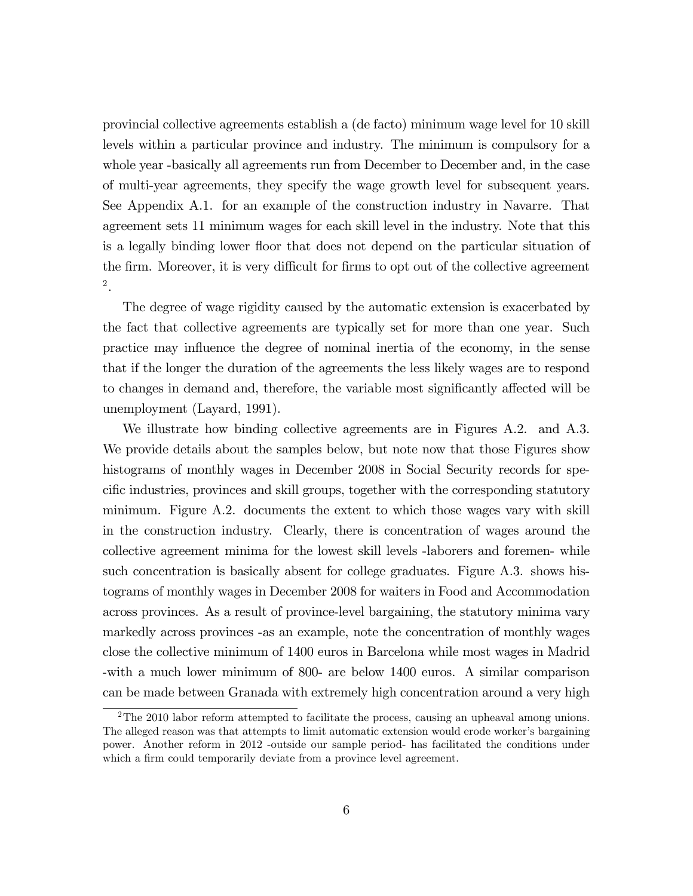provincial collective agreements establish a (de facto) minimum wage level for 10 skill levels within a particular province and industry. The minimum is compulsory for a whole year -basically all agreements run from December to December and, in the case of multi-year agreements, they specify the wage growth level for subsequent years. See Appendix A.1. for an example of the construction industry in Navarre. That agreement sets 11 minimum wages for each skill level in the industry. Note that this is a legally binding lower floor that does not depend on the particular situation of the firm. Moreover, it is very difficult for firms to opt out of the collective agreement [2].

The degree of wage rigidity caused by the automatic extension is exacerbated by the fact that collective agreements are typically set for more than one year. Such practice may influence the degree of nominal inertia of the economy, in the sense that if the longer the duration of the agreements the less likely wages are to respond to changes in demand and, therefore, the variable most significantly affected will be unemployment (Layard, 1991).

We illustrate how binding collective agreements are in Figures A.2. and A.3. We provide details about the samples below, but note now that those Figures show histograms of monthly wages in December 2008 in Social Security records for specific industries, provinces and skill groups, together with the corresponding statutory minimum. Figure A.2. documents the extent to which those wages vary with skill in the construction industry. Clearly, there is concentration of wages around the collective agreement minima for the lowest skill levels -laborers and foremen- while such concentration is basically absent for college graduates. Figure A.3. shows histograms of monthly wages in December 2008 for waiters in Food and Accommodation across provinces. As a result of province-level bargaining, the statutory minima vary markedly across provinces -as an example, note the concentration of monthly wages close the collective minimum of 1400 euros in Barcelona while most wages in Madrid -with a much lower minimum of 800- are below 1400 euros. A similar comparison can be made between Granada with extremely high concentration around a very high

[2] The 2010 labor reform attempted to facilitate the process, causing an upheaval among unions. The alleged reason was that attempts to limit automatic extension would erode worker's bargaining power. Another reform in 2012 -outside our sample period- has facilitated the conditions under which a firm could temporarily deviate from a province level agreement.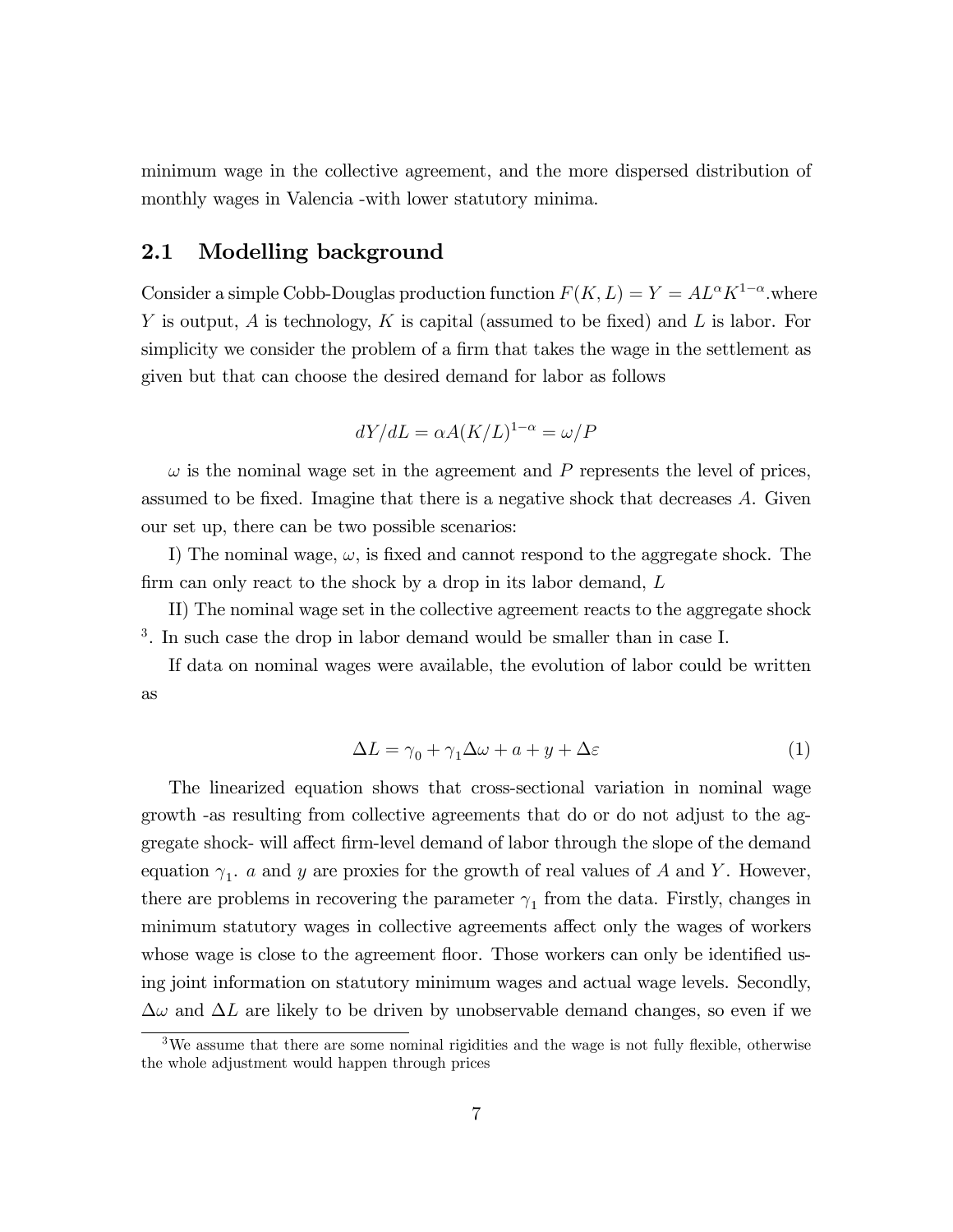minimum wage in the collective agreement, and the more dispersed distribution of monthly wages in Valencia -with lower statutory minima.

## 2.1 Modelling background

Consider a simple Cobb-Douglas production function $F(K, L) = Y = AL^{\alpha}K^{1-\alpha}$.where $Y$ is output, $A$ is technology, $K$ is capital (assumed to be fixed) and $L$ is labor. For simplicity we consider the problem of a firm that takes the wage in the settlement as given but that can choose the desired demand for labor as follows

$$dY/dL = \alpha A(K/L)^{1-\alpha} = \omega/P$$

$\omega$ is the nominal wage set in the agreement and $P$ represents the level of prices, assumed to be fixed. Imagine that there is a negative shock that decreases $A$. Given our set up, there can be two possible scenarios:

I) The nominal wage, $\omega$, is fixed and cannot respond to the aggregate shock. The firm can only react to the shock by a drop in its labor demand, $L$

II) The nominal wage set in the collective agreement reacts to the aggregate shock [3]. In such case the drop in labor demand would be smaller than in case I.

If data on nominal wages were available, the evolution of labor could be written as

$$\Delta L = \gamma_0 + \gamma_1 \Delta\omega + a + y + \Delta\varepsilon \tag{1}$$

The linearized equation shows that cross-sectional variation in nominal wage growth -as resulting from collective agreements that do or do not adjust to the aggregate shock- will affect firm-level demand of labor through the slope of the demand equation $\gamma_1$. $a$ and $y$ are proxies for the growth of real values of $A$ and $Y$. However, there are problems in recovering the parameter $\gamma_1$ from the data. Firstly, changes in minimum statutory wages in collective agreements affect only the wages of workers whose wage is close to the agreement floor. Those workers can only be identified using joint information on statutory minimum wages and actual wage levels. Secondly, $\Delta\omega$ and $\Delta L$ are likely to be driven by unobservable demand changes, so even if we

[3] We assume that there are some nominal rigidities and the wage is not fully flexible, otherwise the whole adjustment would happen through prices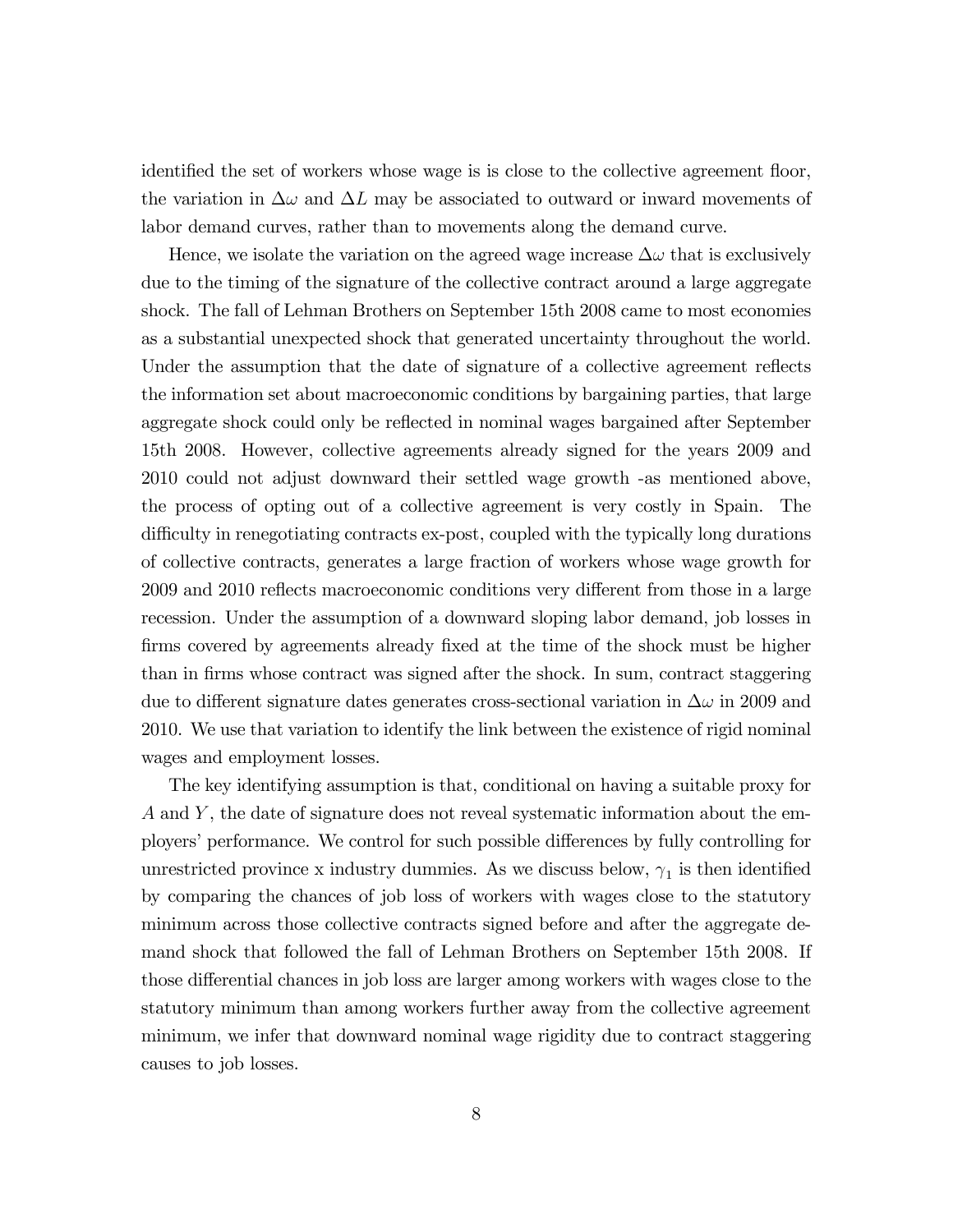identified the set of workers whose wage is is close to the collective agreement floor, the variation in $\Delta\omega$ and $\Delta L$ may be associated to outward or inward movements of labor demand curves, rather than to movements along the demand curve.

Hence, we isolate the variation on the agreed wage increase $\Delta\omega$ that is exclusively due to the timing of the signature of the collective contract around a large aggregate shock. The fall of Lehman Brothers on September 15th 2008 came to most economies as a substantial unexpected shock that generated uncertainty throughout the world. Under the assumption that the date of signature of a collective agreement reflects the information set about macroeconomic conditions by bargaining parties, that large aggregate shock could only be reflected in nominal wages bargained after September 15th 2008. However, collective agreements already signed for the years 2009 and 2010 could not adjust downward their settled wage growth -as mentioned above, the process of opting out of a collective agreement is very costly in Spain. The difficulty in renegotiating contracts ex-post, coupled with the typically long durations of collective contracts, generates a large fraction of workers whose wage growth for 2009 and 2010 reflects macroeconomic conditions very different from those in a large recession. Under the assumption of a downward sloping labor demand, job losses in firms covered by agreements already fixed at the time of the shock must be higher than in firms whose contract was signed after the shock. In sum, contract staggering due to different signature dates generates cross-sectional variation in $\Delta\omega$ in 2009 and 2010. We use that variation to identify the link between the existence of rigid nominal wages and employment losses.

The key identifying assumption is that, conditional on having a suitable proxy for $A$ and $Y$, the date of signature does not reveal systematic information about the employers' performance. We control for such possible differences by fully controlling for unrestricted province x industry dummies. As we discuss below, $\gamma_1$ is then identified by comparing the chances of job loss of workers with wages close to the statutory minimum across those collective contracts signed before and after the aggregate demand shock that followed the fall of Lehman Brothers on September 15th 2008. If those differential chances in job loss are larger among workers with wages close to the statutory minimum than among workers further away from the collective agreement minimum, we infer that downward nominal wage rigidity due to contract staggering causes to job losses.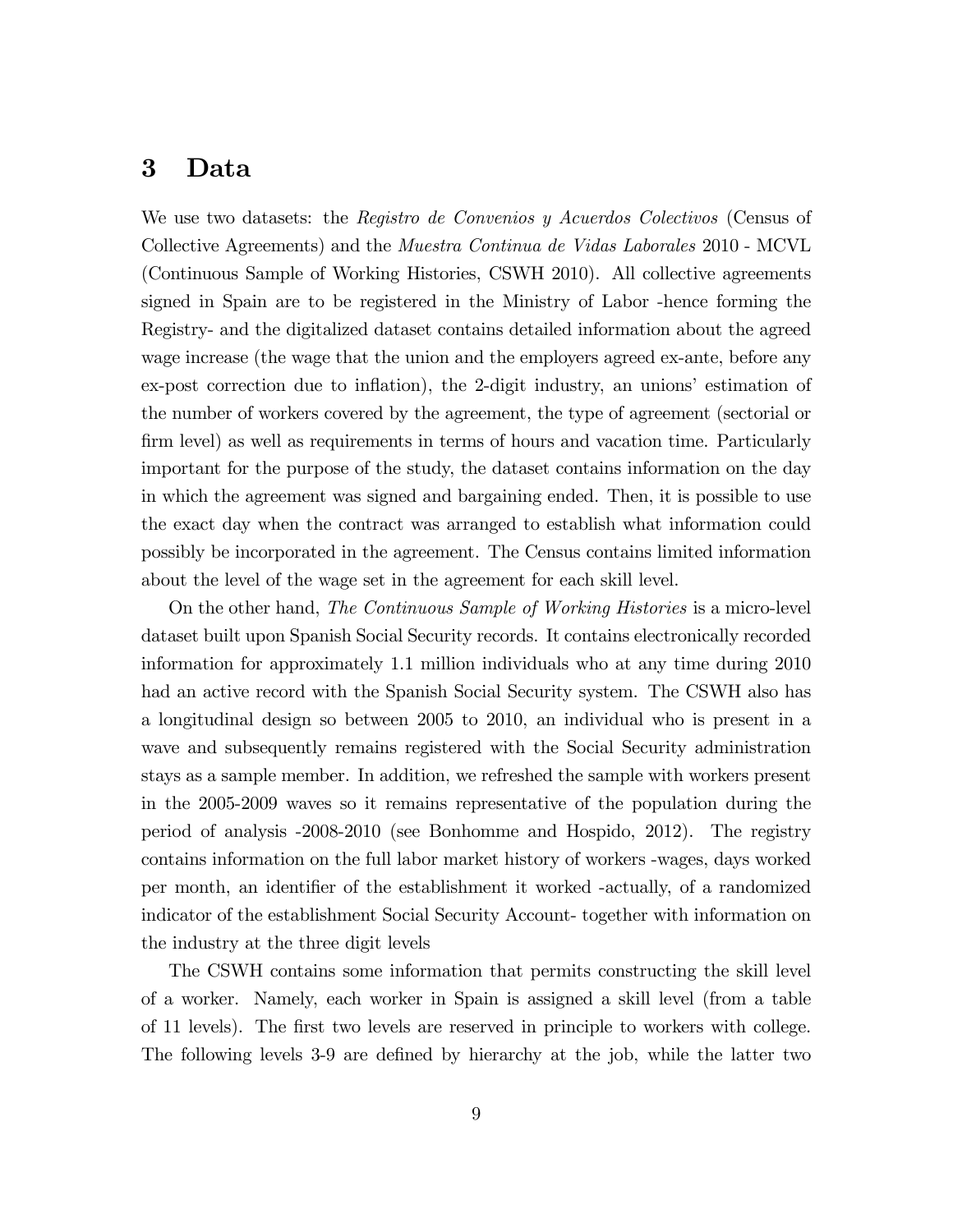# 3 Data

We use two datasets: the *Registro de Convenios y Acuerdos Colectivos* (Census of Collective Agreements) and the *Muestra Continua de Vidas Laborales* 2010 - MCVL (Continuous Sample of Working Histories, CSWH 2010). All collective agreements signed in Spain are to be registered in the Ministry of Labor -hence forming the Registry- and the digitalized dataset contains detailed information about the agreed wage increase (the wage that the union and the employers agreed ex-ante, before any ex-post correction due to inflation), the 2-digit industry, an unions' estimation of the number of workers covered by the agreement, the type of agreement (sectorial or firm level) as well as requirements in terms of hours and vacation time. Particularly important for the purpose of the study, the dataset contains information on the day in which the agreement was signed and bargaining ended. Then, it is possible to use the exact day when the contract was arranged to establish what information could possibly be incorporated in the agreement. The Census contains limited information about the level of the wage set in the agreement for each skill level.

On the other hand, *The Continuous Sample of Working Histories* is a micro-level dataset built upon Spanish Social Security records. It contains electronically recorded information for approximately 1.1 million individuals who at any time during 2010 had an active record with the Spanish Social Security system. The CSWH also has a longitudinal design so between 2005 to 2010, an individual who is present in a wave and subsequently remains registered with the Social Security administration stays as a sample member. In addition, we refreshed the sample with workers present in the 2005-2009 waves so it remains representative of the population during the period of analysis -2008-2010 (see Bonhomme and Hospido, 2012). The registry contains information on the full labor market history of workers -wages, days worked per month, an identifier of the establishment it worked -actually, of a randomized indicator of the establishment Social Security Account- together with information on the industry at the three digit levels

The CSWH contains some information that permits constructing the skill level of a worker. Namely, each worker in Spain is assigned a skill level (from a table of 11 levels). The first two levels are reserved in principle to workers with college. The following levels 3-9 are defined by hierarchy at the job, while the latter two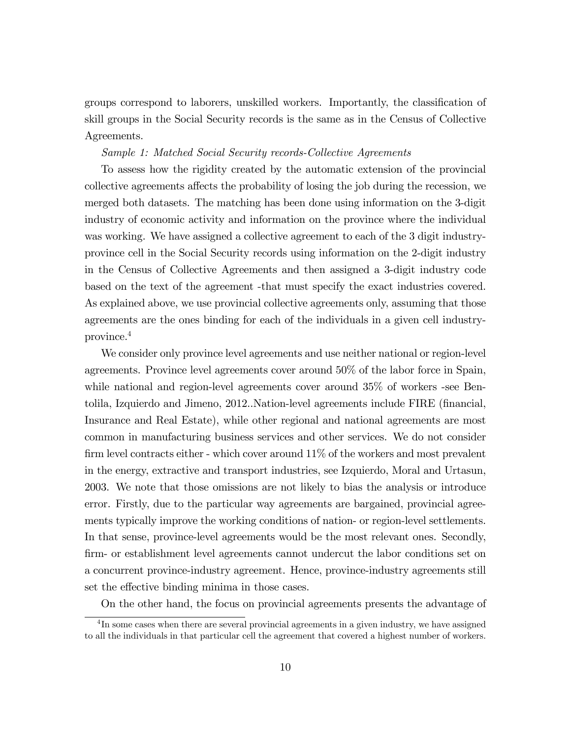groups correspond to laborers, unskilled workers. Importantly, the classification of skill groups in the Social Security records is the same as in the Census of Collective Agreements.

*Sample 1: Matched Social Security records-Collective Agreements*

To assess how the rigidity created by the automatic extension of the provincial collective agreements affects the probability of losing the job during the recession, we merged both datasets. The matching has been done using information on the 3-digit industry of economic activity and information on the province where the individual was working. We have assigned a collective agreement to each of the 3 digit industry-province cell in the Social Security records using information on the 2-digit industry in the Census of Collective Agreements and then assigned a 3-digit industry code based on the text of the agreement -that must specify the exact industries covered. As explained above, we use provincial collective agreements only, assuming that those agreements are the ones binding for each of the individuals in a given cell industry-province.[4]

We consider only province level agreements and use neither national or region-level agreements. Province level agreements cover around 50% of the labor force in Spain, while national and region-level agreements cover around 35% of workers -see Bentolila, Izquierdo and Jimeno, 2012..Nation-level agreements include FIRE (financial, Insurance and Real Estate), while other regional and national agreements are most common in manufacturing business services and other services. We do not consider firm level contracts either - which cover around 11% of the workers and most prevalent in the energy, extractive and transport industries, see Izquierdo, Moral and Urtasun, 2003. We note that those omissions are not likely to bias the analysis or introduce error. Firstly, due to the particular way agreements are bargained, provincial agreements typically improve the working conditions of nation- or region-level settlements. In that sense, province-level agreements would be the most relevant ones. Secondly, firm- or establishment level agreements cannot undercut the labor conditions set on a concurrent province-industry agreement. Hence, province-industry agreements still set the effective binding minima in those cases.

On the other hand, the focus on provincial agreements presents the advantage of

[4] In some cases when there are several provincial agreements in a given industry, we have assigned to all the individuals in that particular cell the agreement that covered a highest number of workers.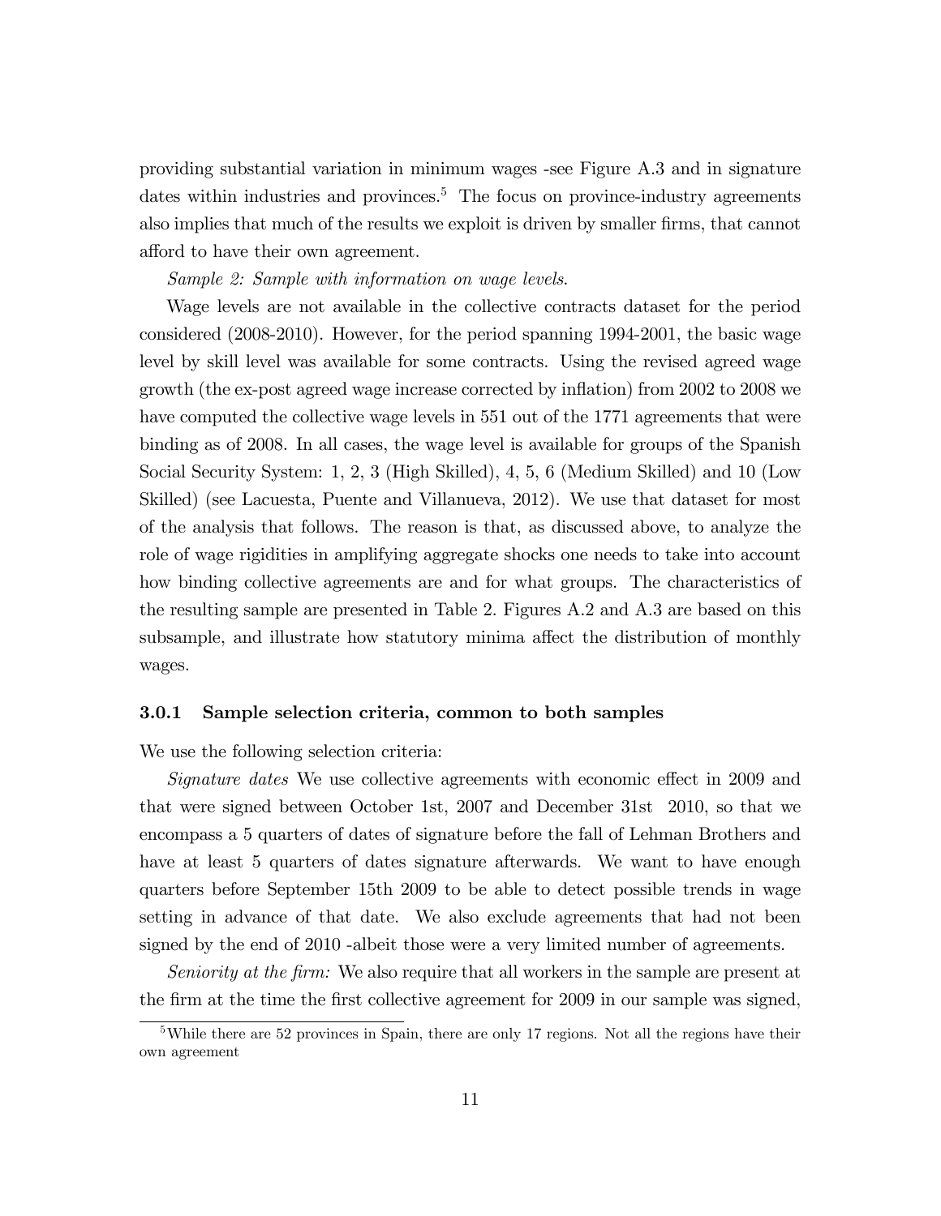providing substantial variation in minimum wages -see Figure A.3 and in signature dates within industries and provinces.[5] The focus on province-industry agreements also implies that much of the results we exploit is driven by smaller firms, that cannot afford to have their own agreement.

*Sample 2: Sample with information on wage levels.*

Wage levels are not available in the collective contracts dataset for the period considered (2008-2010). However, for the period spanning 1994-2001, the basic wage level by skill level was available for some contracts. Using the revised agreed wage growth (the ex-post agreed wage increase corrected by inflation) from 2002 to 2008 we have computed the collective wage levels in 551 out of the 1771 agreements that were binding as of 2008. In all cases, the wage level is available for groups of the Spanish Social Security System: 1, 2, 3 (High Skilled), 4, 5, 6 (Medium Skilled) and 10 (Low Skilled) (see Lacuesta, Puente and Villanueva, 2012). We use that dataset for most of the analysis that follows. The reason is that, as discussed above, to analyze the role of wage rigidities in amplifying aggregate shocks one needs to take into account how binding collective agreements are and for what groups. The characteristics of the resulting sample are presented in Table 2. Figures A.2 and A.3 are based on this subsample, and illustrate how statutory minima affect the distribution of monthly wages.

### 3.0.1 Sample selection criteria, common to both samples

We use the following selection criteria:

*Signature dates* We use collective agreements with economic effect in 2009 and that were signed between October 1st, 2007 and December 31st 2010, so that we encompass a 5 quarters of dates of signature before the fall of Lehman Brothers and have at least 5 quarters of dates signature afterwards. We want to have enough quarters before September 15th 2009 to be able to detect possible trends in wage setting in advance of that date. We also exclude agreements that had not been signed by the end of 2010 -albeit those were a very limited number of agreements.

*Seniority at the firm:* We also require that all workers in the sample are present at the firm at the time the first collective agreement for 2009 in our sample was signed,

[5] While there are 52 provinces in Spain, there are only 17 regions. Not all the regions have their own agreement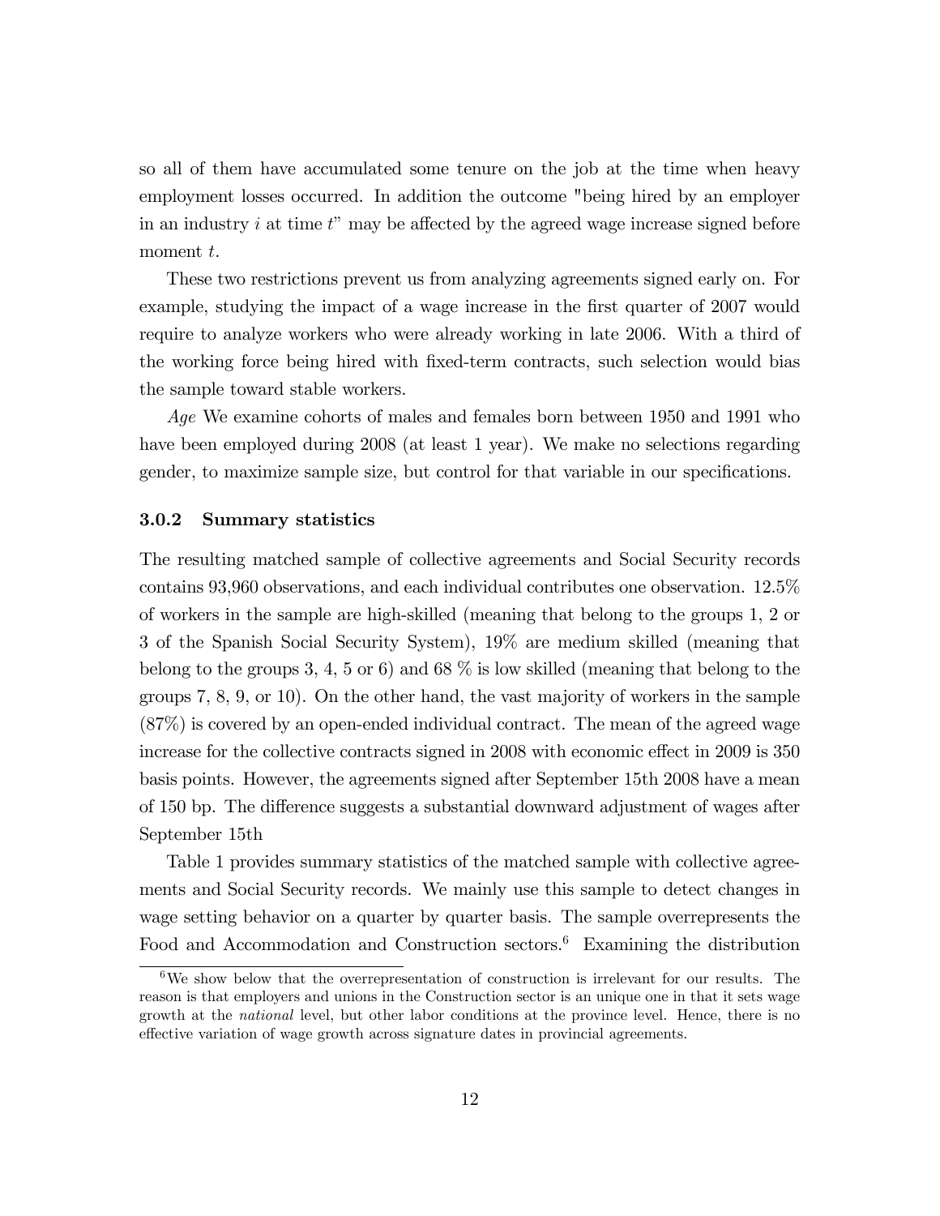so all of them have accumulated some tenure on the job at the time when heavy employment losses occurred. In addition the outcome "being hired by an employer in an industry $i$ at time $t$" may be affected by the agreed wage increase signed before moment $t$.

These two restrictions prevent us from analyzing agreements signed early on. For example, studying the impact of a wage increase in the first quarter of 2007 would require to analyze workers who were already working in late 2006. With a third of the working force being hired with fixed-term contracts, such selection would bias the sample toward stable workers.

*Age* We examine cohorts of males and females born between 1950 and 1991 who have been employed during 2008 (at least 1 year). We make no selections regarding gender, to maximize sample size, but control for that variable in our specifications.

### 3.0.2 Summary statistics

The resulting matched sample of collective agreements and Social Security records contains 93,960 observations, and each individual contributes one observation. 12.5% of workers in the sample are high-skilled (meaning that belong to the groups 1, 2 or 3 of the Spanish Social Security System), 19% are medium skilled (meaning that belong to the groups 3, 4, 5 or 6) and 68 % is low skilled (meaning that belong to the groups 7, 8, 9, or 10). On the other hand, the vast majority of workers in the sample (87%) is covered by an open-ended individual contract. The mean of the agreed wage increase for the collective contracts signed in 2008 with economic effect in 2009 is 350 basis points. However, the agreements signed after September 15th 2008 have a mean of 150 bp. The difference suggests a substantial downward adjustment of wages after September 15th

Table 1 provides summary statistics of the matched sample with collective agreements and Social Security records. We mainly use this sample to detect changes in wage setting behavior on a quarter by quarter basis. The sample overrepresents the Food and Accommodation and Construction sectors.[6] Examining the distribution

[6] We show below that the overrepresentation of construction is irrelevant for our results. The reason is that employers and unions in the Construction sector is an unique one in that it sets wage growth at the *national* level, but other labor conditions at the province level. Hence, there is no effective variation of wage growth across signature dates in provincial agreements.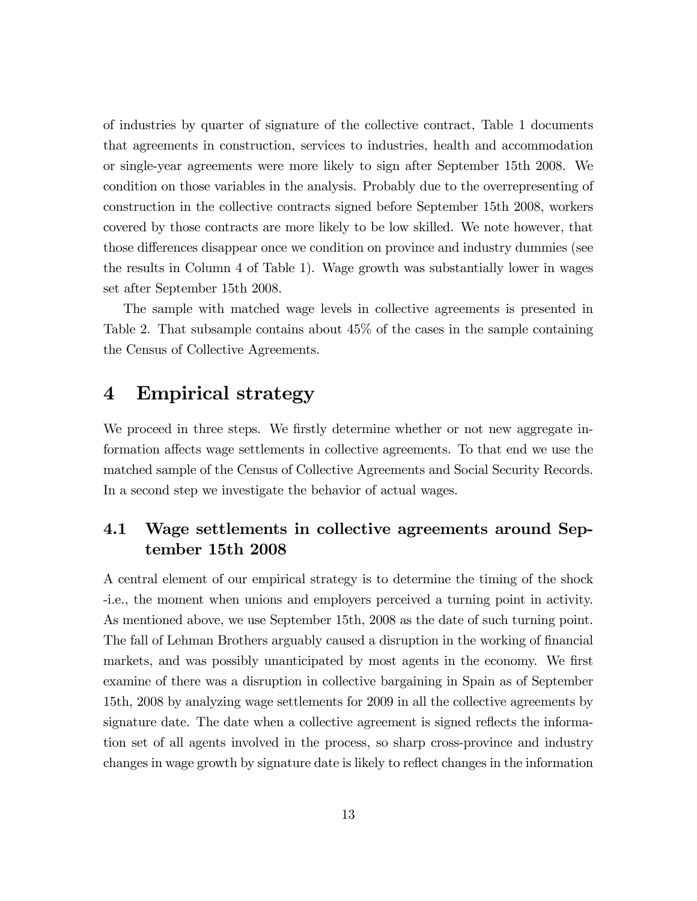of industries by quarter of signature of the collective contract, Table 1 documents that agreements in construction, services to industries, health and accommodation or single-year agreements were more likely to sign after September 15th 2008. We condition on those variables in the analysis. Probably due to the overrepresenting of construction in the collective contracts signed before September 15th 2008, workers covered by those contracts are more likely to be low skilled. We note however, that those differences disappear once we condition on province and industry dummies (see the results in Column 4 of Table 1). Wage growth was substantially lower in wages set after September 15th 2008.

The sample with matched wage levels in collective agreements is presented in Table 2. That subsample contains about 45% of the cases in the sample containing the Census of Collective Agreements.

# 4 Empirical strategy

We proceed in three steps. We firstly determine whether or not new aggregate information affects wage settlements in collective agreements. To that end we use the matched sample of the Census of Collective Agreements and Social Security Records. In a second step we investigate the behavior of actual wages.

## 4.1 Wage settlements in collective agreements around September 15th 2008

A central element of our empirical strategy is to determine the timing of the shock -i.e., the moment when unions and employers perceived a turning point in activity. As mentioned above, we use September 15th, 2008 as the date of such turning point. The fall of Lehman Brothers arguably caused a disruption in the working of financial markets, and was possibly unanticipated by most agents in the economy. We first examine of there was a disruption in collective bargaining in Spain as of September 15th, 2008 by analyzing wage settlements for 2009 in all the collective agreements by signature date. The date when a collective agreement is signed reflects the information set of all agents involved in the process, so sharp cross-province and industry changes in wage growth by signature date is likely to reflect changes in the information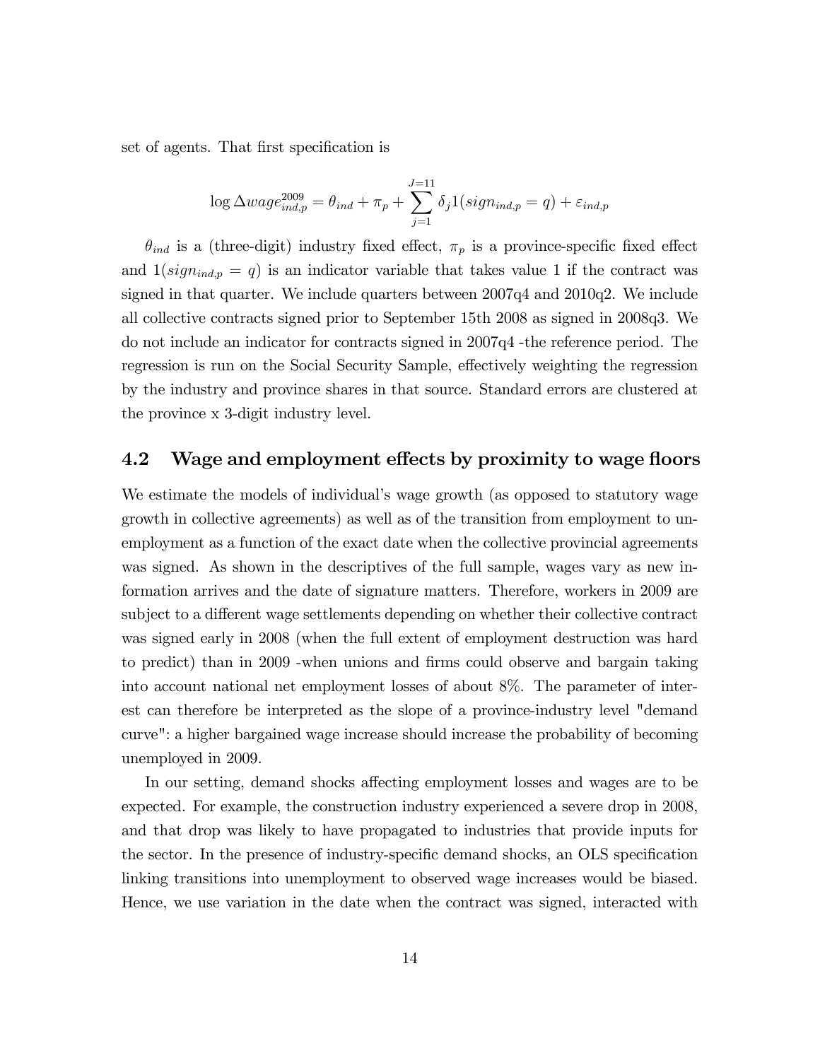set of agents. That first specification is

$$\log \Delta wage_{ind,p}^{2009} = \theta_{ind} + \pi_p + \sum_{j=1}^{J=11} \delta_j 1(sign_{ind,p} = q) + \varepsilon_{ind,p}$$

$\theta_{ind}$ is a (three-digit) industry fixed effect, $\pi_p$ is a province-specific fixed effect and $1(sign_{ind,p} = q)$ is an indicator variable that takes value 1 if the contract was signed in that quarter. We include quarters between 2007q4 and 2010q2. We include all collective contracts signed prior to September 15th 2008 as signed in 2008q3. We do not include an indicator for contracts signed in 2007q4 -the reference period. The regression is run on the Social Security Sample, effectively weighting the regression by the industry and province shares in that source. Standard errors are clustered at the province x 3-digit industry level.

## 4.2 Wage and employment effects by proximity to wage floors

We estimate the models of individual's wage growth (as opposed to statutory wage growth in collective agreements) as well as of the transition from employment to unemployment as a function of the exact date when the collective provincial agreements was signed. As shown in the descriptives of the full sample, wages vary as new information arrives and the date of signature matters. Therefore, workers in 2009 are subject to a different wage settlements depending on whether their collective contract was signed early in 2008 (when the full extent of employment destruction was hard to predict) than in 2009 -when unions and firms could observe and bargain taking into account national net employment losses of about 8%. The parameter of interest can therefore be interpreted as the slope of a province-industry level "demand curve": a higher bargained wage increase should increase the probability of becoming unemployed in 2009.

In our setting, demand shocks affecting employment losses and wages are to be expected. For example, the construction industry experienced a severe drop in 2008, and that drop was likely to have propagated to industries that provide inputs for the sector. In the presence of industry-specific demand shocks, an OLS specification linking transitions into unemployment to observed wage increases would be biased. Hence, we use variation in the date when the contract was signed, interacted with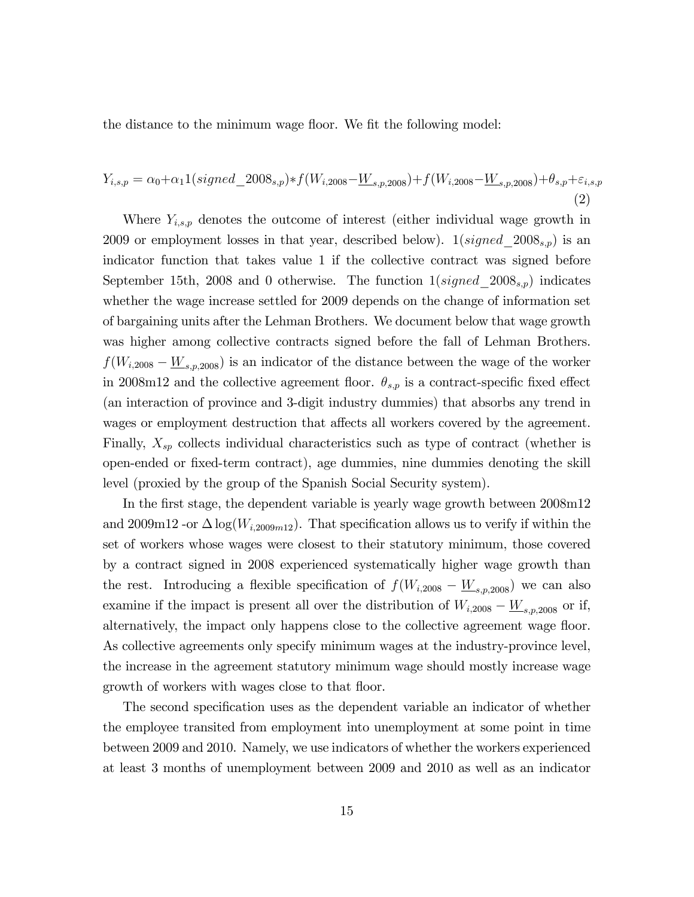the distance to the minimum wage floor. We fit the following model:

$$Y_{i,s,p} = \alpha_0 + \alpha_1 1(signed\_2008_{s,p}) * f(W_{i,2008} - \underline{W}_{s,p,2008}) + f(W_{i,2008} - \underline{W}_{s,p,2008}) + \theta_{s,p} + \varepsilon_{i,s,p} \tag{2}$$

Where $Y_{i,s,p}$ denotes the outcome of interest (either individual wage growth in 2009 or employment losses in that year, described below). $1(signed\_2008_{s,p})$ is an indicator function that takes value 1 if the collective contract was signed before September 15th, 2008 and 0 otherwise. The function $1(signed\_2008_{s,p})$ indicates whether the wage increase settled for 2009 depends on the change of information set of bargaining units after the Lehman Brothers. We document below that wage growth was higher among collective contracts signed before the fall of Lehman Brothers. $f(W_{i,2008} - \underline{W}_{s,p,2008})$ is an indicator of the distance between the wage of the worker in 2008m12 and the collective agreement floor. $\theta_{s,p}$ is a contract-specific fixed effect (an interaction of province and 3-digit industry dummies) that absorbs any trend in wages or employment destruction that affects all workers covered by the agreement. Finally, $X_{sp}$ collects individual characteristics such as type of contract (whether is open-ended or fixed-term contract), age dummies, nine dummies denoting the skill level (proxied by the group of the Spanish Social Security system).

In the first stage, the dependent variable is yearly wage growth between 2008m12 and 2009m12 -or $\Delta \log(W_{i,2009m12})$. That specification allows us to verify if within the set of workers whose wages were closest to their statutory minimum, those covered by a contract signed in 2008 experienced systematically higher wage growth than the rest. Introducing a flexible specification of $f(W_{i,2008} - \underline{W}_{s,p,2008})$ we can also examine if the impact is present all over the distribution of $W_{i,2008} - \underline{W}_{s,p,2008}$ or if, alternatively, the impact only happens close to the collective agreement wage floor. As collective agreements only specify minimum wages at the industry-province level, the increase in the agreement statutory minimum wage should mostly increase wage growth of workers with wages close to that floor.

The second specification uses as the dependent variable an indicator of whether the employee transited from employment into unemployment at some point in time between 2009 and 2010. Namely, we use indicators of whether the workers experienced at least 3 months of unemployment between 2009 and 2010 as well as an indicator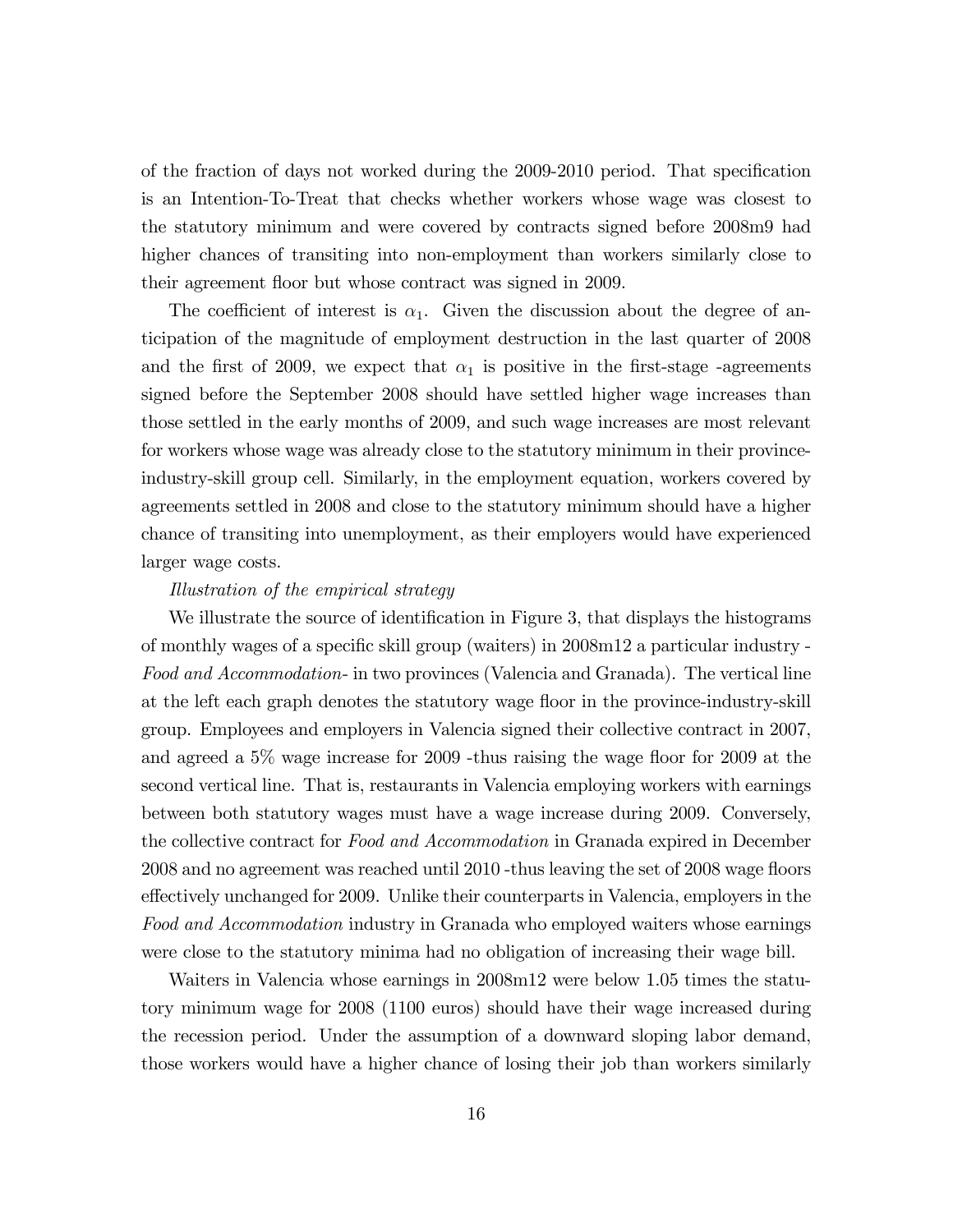of the fraction of days not worked during the 2009-2010 period. That specification is an Intention-To-Treat that checks whether workers whose wage was closest to the statutory minimum and were covered by contracts signed before 2008m9 had higher chances of transiting into non-employment than workers similarly close to their agreement floor but whose contract was signed in 2009.

The coefficient of interest is $\alpha_1$. Given the discussion about the degree of anticipation of the magnitude of employment destruction in the last quarter of 2008 and the first of 2009, we expect that $\alpha_1$ is positive in the first-stage -agreements signed before the September 2008 should have settled higher wage increases than those settled in the early months of 2009, and such wage increases are most relevant for workers whose wage was already close to the statutory minimum in their province-industry-skill group cell. Similarly, in the employment equation, workers covered by agreements settled in 2008 and close to the statutory minimum should have a higher chance of transiting into unemployment, as their employers would have experienced larger wage costs.

*Illustration of the empirical strategy*

We illustrate the source of identification in Figure 3, that displays the histograms of monthly wages of a specific skill group (waiters) in 2008m12 a particular industry -*Food and Accommodation*- in two provinces (Valencia and Granada). The vertical line at the left each graph denotes the statutory wage floor in the province-industry-skill group. Employees and employers in Valencia signed their collective contract in 2007, and agreed a 5% wage increase for 2009 -thus raising the wage floor for 2009 at the second vertical line. That is, restaurants in Valencia employing workers with earnings between both statutory wages must have a wage increase during 2009. Conversely, the collective contract for *Food and Accommodation* in Granada expired in December 2008 and no agreement was reached until 2010 -thus leaving the set of 2008 wage floors effectively unchanged for 2009. Unlike their counterparts in Valencia, employers in the *Food and Accommodation* industry in Granada who employed waiters whose earnings were close to the statutory minima had no obligation of increasing their wage bill.

Waiters in Valencia whose earnings in 2008m12 were below 1.05 times the statutory minimum wage for 2008 (1100 euros) should have their wage increased during the recession period. Under the assumption of a downward sloping labor demand, those workers would have a higher chance of losing their job than workers similarly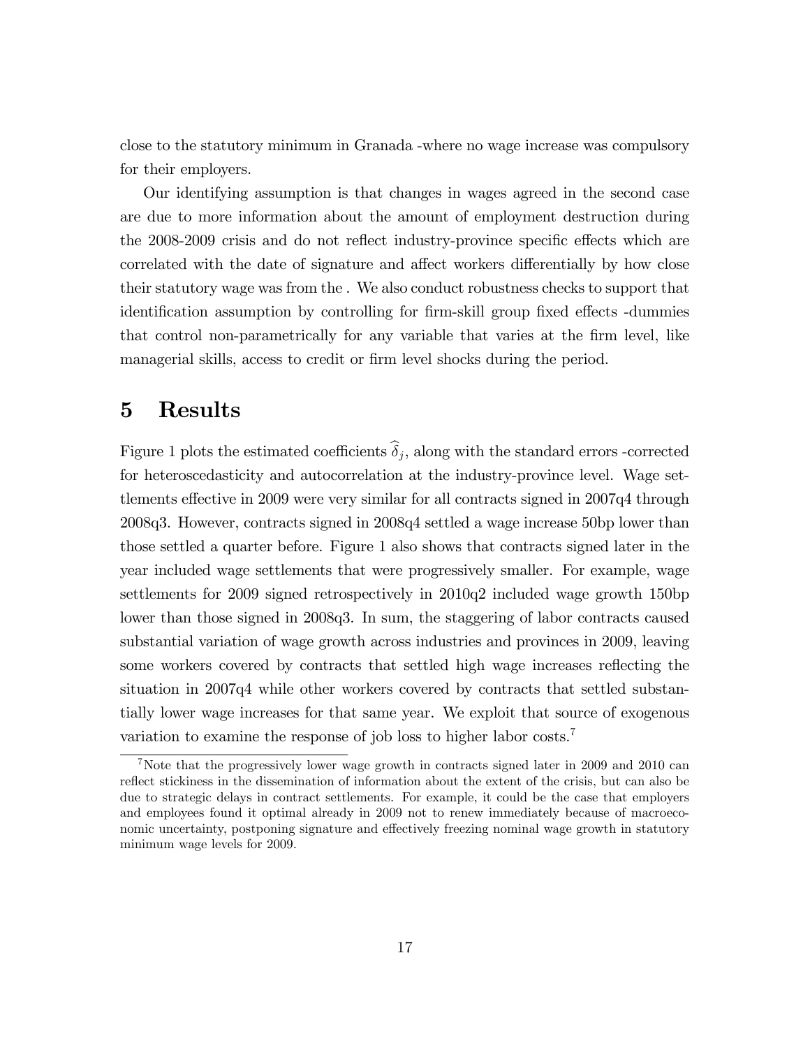close to the statutory minimum in Granada -where no wage increase was compulsory for their employers.

Our identifying assumption is that changes in wages agreed in the second case are due to more information about the amount of employment destruction during the 2008-2009 crisis and do not reflect industry-province specific effects which are correlated with the date of signature and affect workers differentially by how close their statutory wage was from the . We also conduct robustness checks to support that identification assumption by controlling for firm-skill group fixed effects -dummies that control non-parametrically for any variable that varies at the firm level, like managerial skills, access to credit or firm level shocks during the period.

# 5 Results

Figure 1 plots the estimated coefficients $\widehat{\delta}_j$, along with the standard errors -corrected for heteroscedasticity and autocorrelation at the industry-province level. Wage settlements effective in 2009 were very similar for all contracts signed in 2007q4 through 2008q3. However, contracts signed in 2008q4 settled a wage increase 50bp lower than those settled a quarter before. Figure 1 also shows that contracts signed later in the year included wage settlements that were progressively smaller. For example, wage settlements for 2009 signed retrospectively in 2010q2 included wage growth 150bp lower than those signed in 2008q3. In sum, the staggering of labor contracts caused substantial variation of wage growth across industries and provinces in 2009, leaving some workers covered by contracts that settled high wage increases reflecting the situation in 2007q4 while other workers covered by contracts that settled substantially lower wage increases for that same year. We exploit that source of exogenous variation to examine the response of job loss to higher labor costs.[7]

[7]Note that the progressively lower wage growth in contracts signed later in 2009 and 2010 can reflect stickiness in the dissemination of information about the extent of the crisis, but can also be due to strategic delays in contract settlements. For example, it could be the case that employers and employees found it optimal already in 2009 not to renew immediately because of macroeconomic uncertainty, postponing signature and effectively freezing nominal wage growth in statutory minimum wage levels for 2009.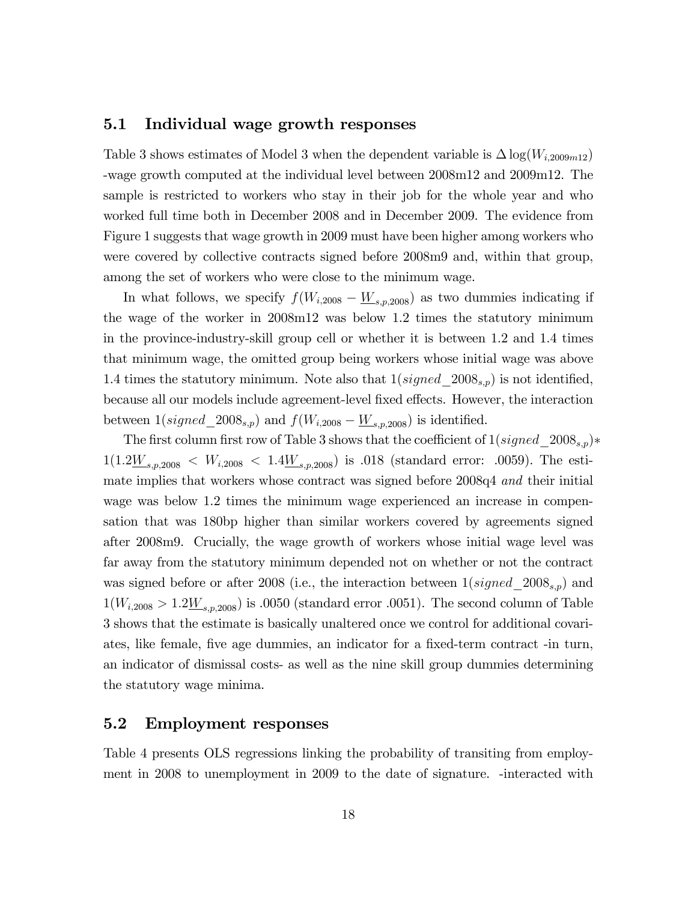## 5.1 Individual wage growth responses

Table 3 shows estimates of Model 3 when the dependent variable is $\Delta \log(W_{i,2009m12})$ -wage growth computed at the individual level between 2008m12 and 2009m12. The sample is restricted to workers who stay in their job for the whole year and who worked full time both in December 2008 and in December 2009. The evidence from Figure 1 suggests that wage growth in 2009 must have been higher among workers who were covered by collective contracts signed before 2008m9 and, within that group, among the set of workers who were close to the minimum wage.

In what follows, we specify $f(W_{i,2008} - \underline{W}_{s,p,2008})$ as two dummies indicating if the wage of the worker in 2008m12 was below 1.2 times the statutory minimum in the province-industry-skill group cell or whether it is between 1.2 and 1.4 times that minimum wage, the omitted group being workers whose initial wage was above 1.4 times the statutory minimum. Note also that $1(signed\_2008_{s,p})$ is not identified, because all our models include agreement-level fixed effects. However, the interaction between $1(signed\_2008_{s,p})$ and $f(W_{i,2008} - \underline{W}_{s,p,2008})$ is identified.

The first column first row of Table 3 shows that the coefficient of $1(signed\_2008_{s,p}) * 1(1.2\underline{W}_{s,p,2008} < W_{i,2008} < 1.4\underline{W}_{s,p,2008})$ is .018 (standard error: .0059). The estimate implies that workers whose contract was signed before 2008q4 *and* their initial wage was below 1.2 times the minimum wage experienced an increase in compensation that was 180bp higher than similar workers covered by agreements signed after 2008m9. Crucially, the wage growth of workers whose initial wage level was far away from the statutory minimum depended not on whether or not the contract was signed before or after 2008 (i.e., the interaction between $1(signed\_2008_{s,p})$ and $1(W_{i,2008} > 1.2\underline{W}_{s,p,2008})$ is .0050 (standard error .0051). The second column of Table 3 shows that the estimate is basically unaltered once we control for additional covariates, like female, five age dummies, an indicator for a fixed-term contract -in turn, an indicator of dismissal costs- as well as the nine skill group dummies determining the statutory wage minima.

## 5.2 Employment responses

Table 4 presents OLS regressions linking the probability of transiting from employment in 2008 to unemployment in 2009 to the date of signature. -interacted with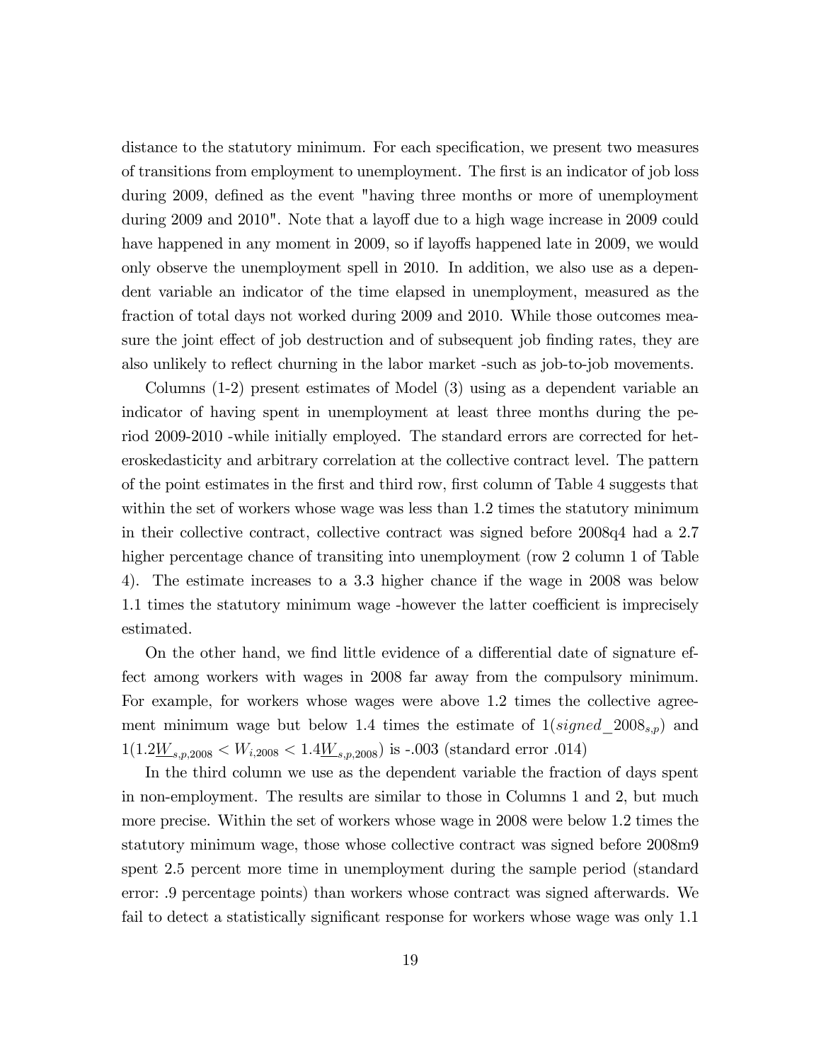distance to the statutory minimum. For each specification, we present two measures of transitions from employment to unemployment. The first is an indicator of job loss during 2009, defined as the event "having three months or more of unemployment during 2009 and 2010". Note that a layoff due to a high wage increase in 2009 could have happened in any moment in 2009, so if layoffs happened late in 2009, we would only observe the unemployment spell in 2010. In addition, we also use as a dependent variable an indicator of the time elapsed in unemployment, measured as the fraction of total days not worked during 2009 and 2010. While those outcomes measure the joint effect of job destruction and of subsequent job finding rates, they are also unlikely to reflect churning in the labor market -such as job-to-job movements.

Columns (1-2) present estimates of Model (3) using as a dependent variable an indicator of having spent in unemployment at least three months during the period 2009-2010 -while initially employed. The standard errors are corrected for heteroskedasticity and arbitrary correlation at the collective contract level. The pattern of the point estimates in the first and third row, first column of Table 4 suggests that within the set of workers whose wage was less than 1.2 times the statutory minimum in their collective contract, collective contract was signed before 2008q4 had a 2.7 higher percentage chance of transiting into unemployment (row 2 column 1 of Table 4). The estimate increases to a 3.3 higher chance if the wage in 2008 was below 1.1 times the statutory minimum wage -however the latter coefficient is imprecisely estimated.

On the other hand, we find little evidence of a differential date of signature effect among workers with wages in 2008 far away from the compulsory minimum. For example, for workers whose wages were above 1.2 times the collective agreement minimum wage but below 1.4 times the estimate of $1(signed\_2008_{s,p})$ and $1(1.2\underline{W}_{s,p,2008} < W_{i,2008} < 1.4\underline{W}_{s,p,2008})$ is -.003 (standard error .014)

In the third column we use as the dependent variable the fraction of days spent in non-employment. The results are similar to those in Columns 1 and 2, but much more precise. Within the set of workers whose wage in 2008 were below 1.2 times the statutory minimum wage, those whose collective contract was signed before 2008m9 spent 2.5 percent more time in unemployment during the sample period (standard error: .9 percentage points) than workers whose contract was signed afterwards. We fail to detect a statistically significant response for workers whose wage was only 1.1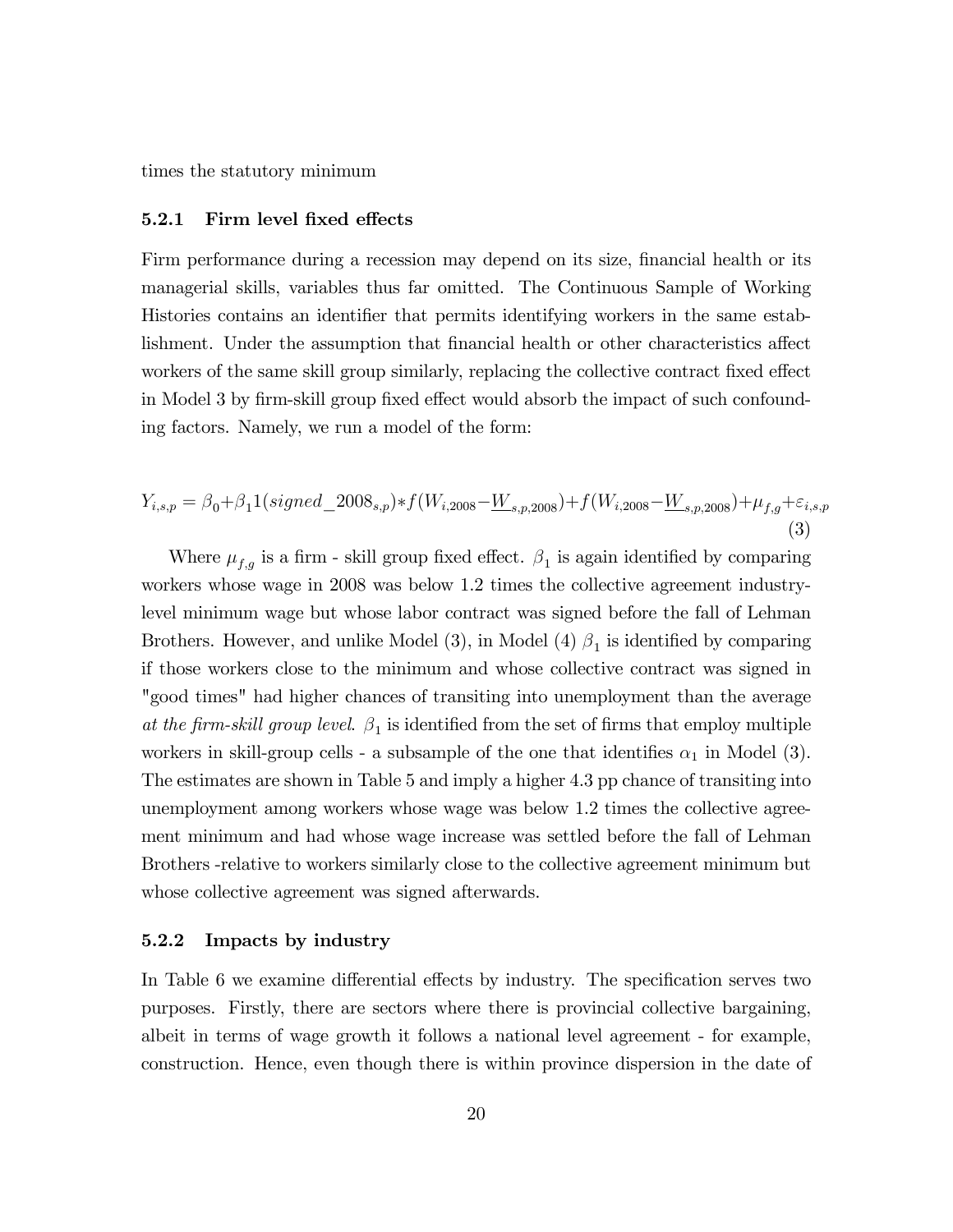times the statutory minimum

### 5.2.1 Firm level fixed effects

Firm performance during a recession may depend on its size, financial health or its managerial skills, variables thus far omitted. The Continuous Sample of Working Histories contains an identifier that permits identifying workers in the same establishment. Under the assumption that financial health or other characteristics affect workers of the same skill group similarly, replacing the collective contract fixed effect in Model 3 by firm-skill group fixed effect would absorb the impact of such confounding factors. Namely, we run a model of the form:

$$Y_{i,s,p} = \beta_0 + \beta_1 1(signed\_2008_{s,p}) * f(W_{i,2008} - \underline{W}_{s,p,2008}) + f(W_{i,2008} - \underline{W}_{s,p,2008}) + \mu_{f,g} + \varepsilon_{i,s,p} \quad (3)$$

Where $\mu_{f,g}$ is a firm - skill group fixed effect. $\beta_1$ is again identified by comparing workers whose wage in 2008 was below 1.2 times the collective agreement industry-level minimum wage but whose labor contract was signed before the fall of Lehman Brothers. However, and unlike Model (3), in Model (4) $\beta_1$ is identified by comparing if those workers close to the minimum and whose collective contract was signed in "good times" had higher chances of transiting into unemployment than the average *at the firm-skill group level*. $\beta_1$ is identified from the set of firms that employ multiple workers in skill-group cells - a subsample of the one that identifies $\alpha_1$ in Model (3). The estimates are shown in Table 5 and imply a higher 4.3 pp chance of transiting into unemployment among workers whose wage was below 1.2 times the collective agreement minimum and had whose wage increase was settled before the fall of Lehman Brothers -relative to workers similarly close to the collective agreement minimum but whose collective agreement was signed afterwards.

### 5.2.2 Impacts by industry

In Table 6 we examine differential effects by industry. The specification serves two purposes. Firstly, there are sectors where there is provincial collective bargaining, albeit in terms of wage growth it follows a national level agreement - for example, construction. Hence, even though there is within province dispersion in the date of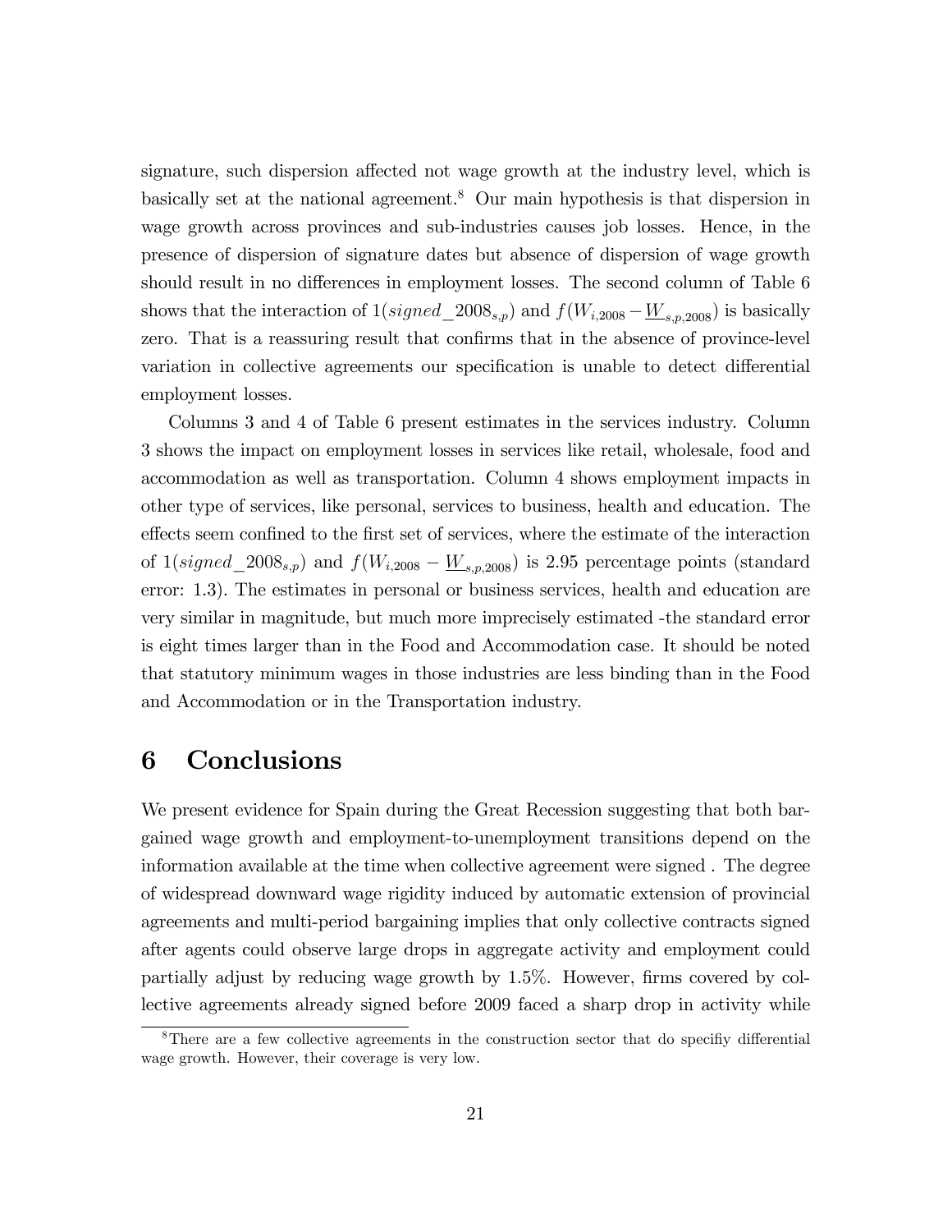signature, such dispersion affected not wage growth at the industry level, which is basically set at the national agreement.[8] Our main hypothesis is that dispersion in wage growth across provinces and sub-industries causes job losses. Hence, in the presence of dispersion of signature dates but absence of dispersion of wage growth should result in no differences in employment losses. The second column of Table 6 shows that the interaction of $1(signed\_2008_{s,p})$ and $f(W_{i,2008} - \underline{W}_{s,p,2008})$ is basically zero. That is a reassuring result that confirms that in the absence of province-level variation in collective agreements our specification is unable to detect differential employment losses.

Columns 3 and 4 of Table 6 present estimates in the services industry. Column 3 shows the impact on employment losses in services like retail, wholesale, food and accommodation as well as transportation. Column 4 shows employment impacts in other type of services, like personal, services to business, health and education. The effects seem confined to the first set of services, where the estimate of the interaction of $1(signed\_2008_{s,p})$ and $f(W_{i,2008} - \underline{W}_{s,p,2008})$ is 2.95 percentage points (standard error: 1.3). The estimates in personal or business services, health and education are very similar in magnitude, but much more imprecisely estimated -the standard error is eight times larger than in the Food and Accommodation case. It should be noted that statutory minimum wages in those industries are less binding than in the Food and Accommodation or in the Transportation industry.

# 6 Conclusions

We present evidence for Spain during the Great Recession suggesting that both bargained wage growth and employment-to-unemployment transitions depend on the information available at the time when collective agreement were signed . The degree of widespread downward wage rigidity induced by automatic extension of provincial agreements and multi-period bargaining implies that only collective contracts signed after agents could observe large drops in aggregate activity and employment could partially adjust by reducing wage growth by 1.5%. However, firms covered by collective agreements already signed before 2009 faced a sharp drop in activity while

[8] There are a few collective agreements in the construction sector that do specifiy differential wage growth. However, their coverage is very low.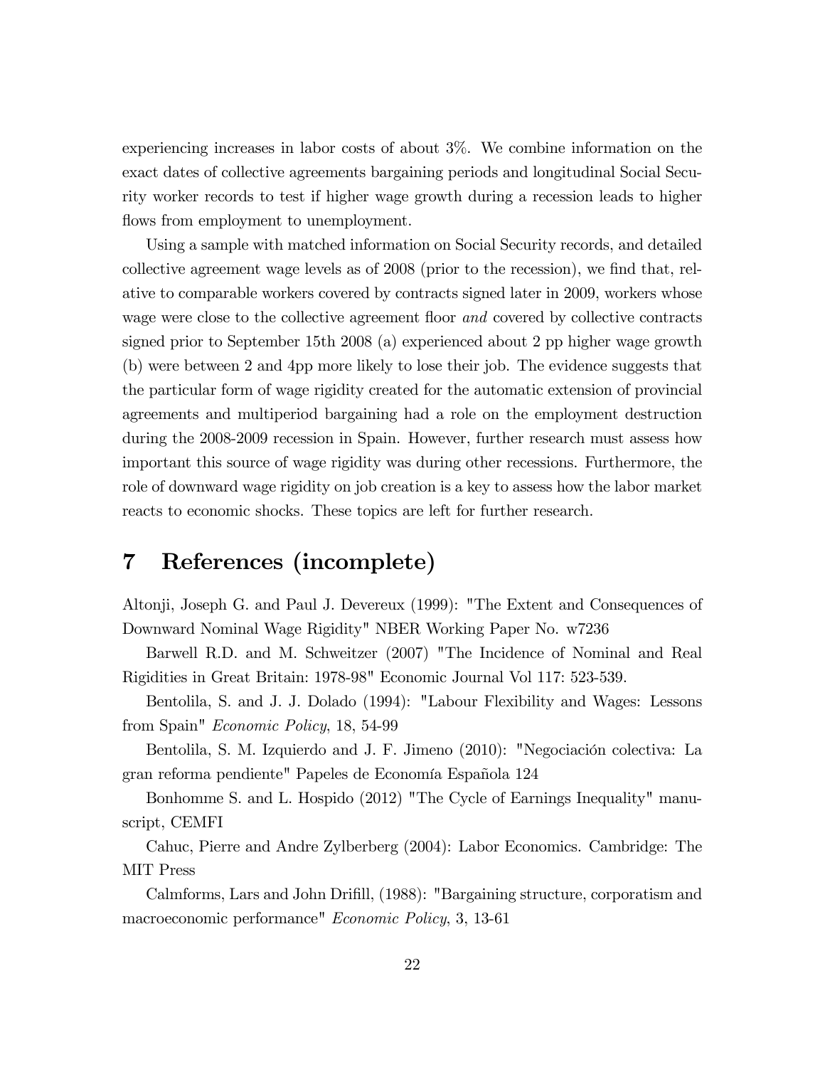experiencing increases in labor costs of about 3%. We combine information on the exact dates of collective agreements bargaining periods and longitudinal Social Security worker records to test if higher wage growth during a recession leads to higher flows from employment to unemployment.

Using a sample with matched information on Social Security records, and detailed collective agreement wage levels as of 2008 (prior to the recession), we find that, relative to comparable workers covered by contracts signed later in 2009, workers whose wage were close to the collective agreement floor *and* covered by collective contracts signed prior to September 15th 2008 (a) experienced about 2 pp higher wage growth (b) were between 2 and 4pp more likely to lose their job. The evidence suggests that the particular form of wage rigidity created for the automatic extension of provincial agreements and multiperiod bargaining had a role on the employment destruction during the 2008-2009 recession in Spain. However, further research must assess how important this source of wage rigidity was during other recessions. Furthermore, the role of downward wage rigidity on job creation is a key to assess how the labor market reacts to economic shocks. These topics are left for further research.

# 7 References (incomplete)

Altonji, Joseph G. and Paul J. Devereux (1999): "The Extent and Consequences of Downward Nominal Wage Rigidity" NBER Working Paper No. w7236

Barwell R.D. and M. Schweitzer (2007) "The Incidence of Nominal and Real Rigidities in Great Britain: 1978-98" Economic Journal Vol 117: 523-539.

Bentolila, S. and J. J. Dolado (1994): "Labour Flexibility and Wages: Lessons from Spain" *Economic Policy*, 18, 54-99

Bentolila, S. M. Izquierdo and J. F. Jimeno (2010): "Negociación colectiva: La gran reforma pendiente" Papeles de Economía Española 124

Bonhomme S. and L. Hospido (2012) "The Cycle of Earnings Inequality" manuscript, CEMFI

Cahuc, Pierre and Andre Zylberberg (2004): Labor Economics. Cambridge: The MIT Press

Calmforms, Lars and John Drifill, (1988): "Bargaining structure, corporatism and macroeconomic performance" *Economic Policy*, 3, 13-61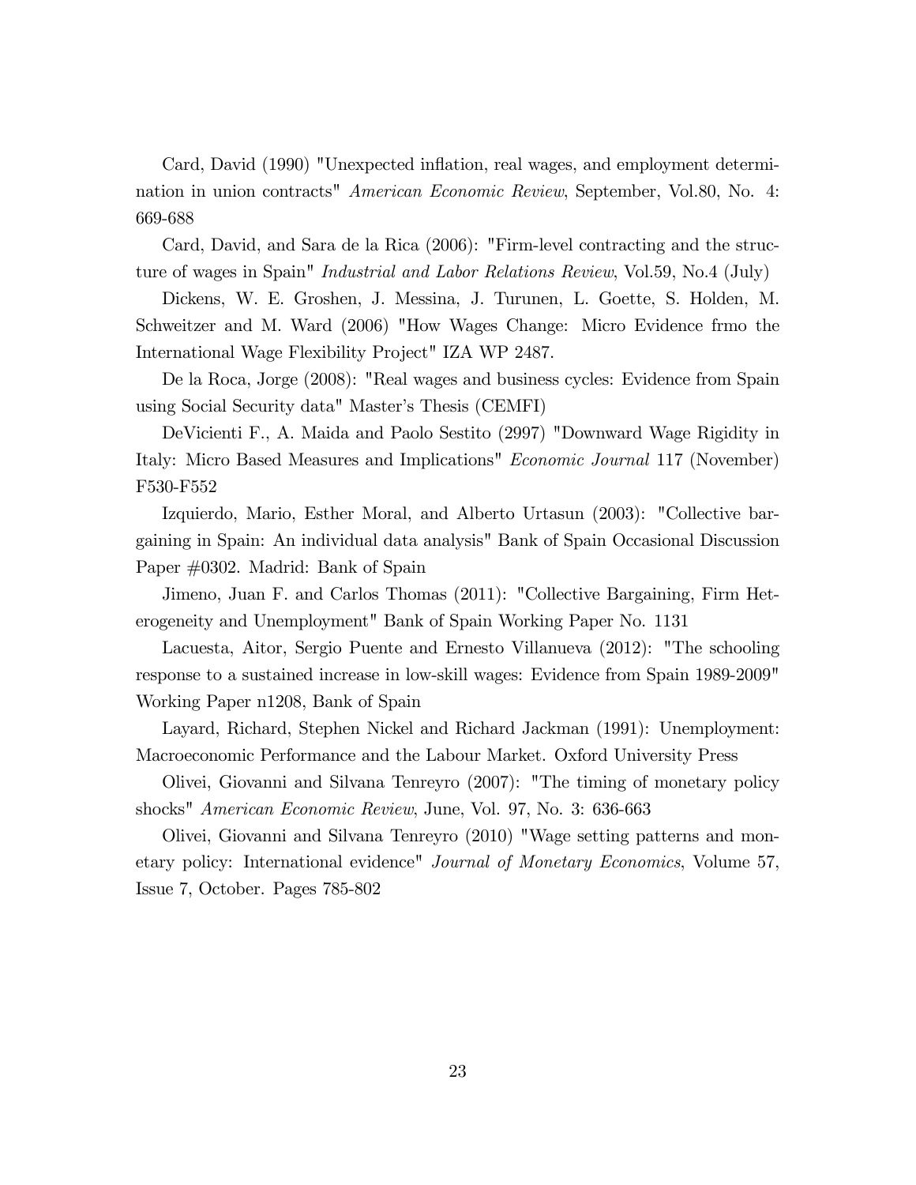Card, David (1990) "Unexpected inflation, real wages, and employment determination in union contracts" *American Economic Review*, September, Vol.80, No. 4: 669-688

Card, David, and Sara de la Rica (2006): "Firm-level contracting and the structure of wages in Spain" *Industrial and Labor Relations Review*, Vol.59, No.4 (July)

Dickens, W. E. Groshen, J. Messina, J. Turunen, L. Goette, S. Holden, M. Schweitzer and M. Ward (2006) "How Wages Change: Micro Evidence frmo the International Wage Flexibility Project" IZA WP 2487.

De la Roca, Jorge (2008): "Real wages and business cycles: Evidence from Spain using Social Security data" Master's Thesis (CEMFI)

DeVicienti F., A. Maida and Paolo Sestito (2997) "Downward Wage Rigidity in Italy: Micro Based Measures and Implications" *Economic Journal* 117 (November) F530-F552

Izquierdo, Mario, Esther Moral, and Alberto Urtasun (2003): "Collective bargaining in Spain: An individual data analysis" Bank of Spain Occasional Discussion Paper #0302. Madrid: Bank of Spain

Jimeno, Juan F. and Carlos Thomas (2011): "Collective Bargaining, Firm Heterogeneity and Unemployment" Bank of Spain Working Paper No. 1131

Lacuesta, Aitor, Sergio Puente and Ernesto Villanueva (2012): "The schooling response to a sustained increase in low-skill wages: Evidence from Spain 1989-2009" Working Paper n1208, Bank of Spain

Layard, Richard, Stephen Nickel and Richard Jackman (1991): Unemployment: Macroeconomic Performance and the Labour Market. Oxford University Press

Olivei, Giovanni and Silvana Tenreyro (2007): "The timing of monetary policy shocks" *American Economic Review*, June, Vol. 97, No. 3: 636-663

Olivei, Giovanni and Silvana Tenreyro (2010) "Wage setting patterns and monetary policy: International evidence" *Journal of Monetary Economics*, Volume 57, Issue 7, October. Pages 785-802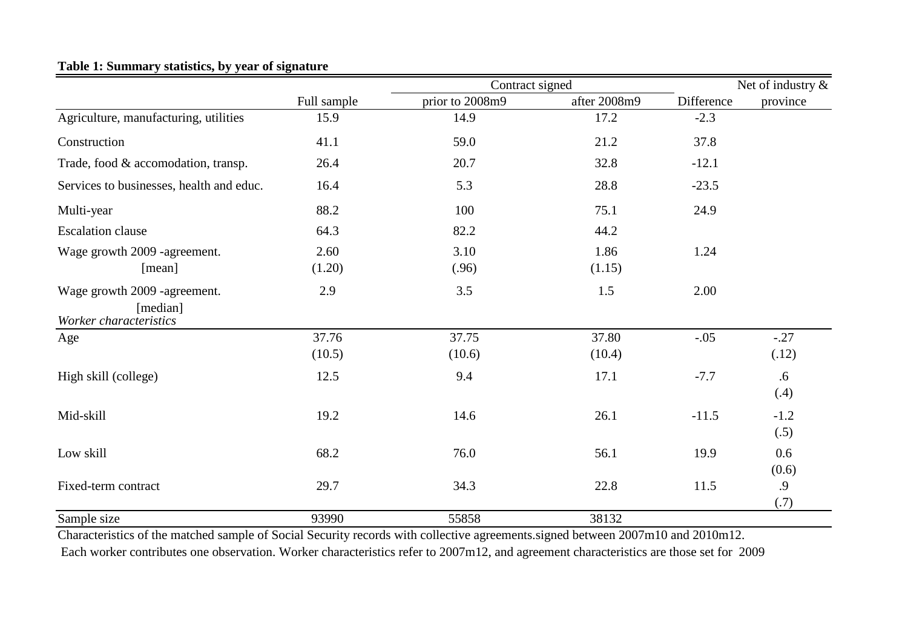**Table 1: Summary statistics, by year of signature**

| | Full sample | Contract signed prior to 2008m9 | Contract signed after 2008m9 | Difference | Net of industry & province |
|---|---|---|---|---|---|
| Agriculture, manufacturing, utilities | 15.9 | 14.9 | 17.2 | -2.3 | |
| Construction | 41.1 | 59.0 | 21.2 | 37.8 | |
| Trade, food & accomodation, transp. | 26.4 | 20.7 | 32.8 | -12.1 | |
| Services to businesses, health and educ. | 16.4 | 5.3 | 28.8 | -23.5 | |
| Multi-year | 88.2 | 100 | 75.1 | 24.9 | |
| Escalation clause | 64.3 | 82.2 | 44.2 | | |
| Wage growth 2009 -agreement. [mean] | 2.60 | 3.10 | 1.86 | 1.24 | |
| | (1.20) | (.96) | (1.15) | | |
| Wage growth 2009 -agreement. [median] | 2.9 | 3.5 | 1.5 | 2.00 | |
| *Worker characteristics* | | | | | |
| Age | 37.76 | 37.75 | 37.80 | -.05 | -.27 |
| | (10.5) | (10.6) | (10.4) | | (.12) |
| High skill (college) | 12.5 | 9.4 | 17.1 | -7.7 | .6 |
| | | | | | (.4) |
| Mid-skill | 19.2 | 14.6 | 26.1 | -11.5 | -1.2 |
| | | | | | (.5) |
| Low skill | 68.2 | 76.0 | 56.1 | 19.9 | 0.6 |
| | | | | | (0.6) |
| Fixed-term contract | 29.7 | 34.3 | 22.8 | 11.5 | .9 |
| | | | | | (.7) |
| Sample size | 93990 | 55858 | 38132 | | |

Characteristics of the matched sample of Social Security records with collective agreements.signed between 2007m10 and 2010m12.
Each worker contributes one observation. Worker characteristics refer to 2007m12, and agreement characteristics are those set for 2009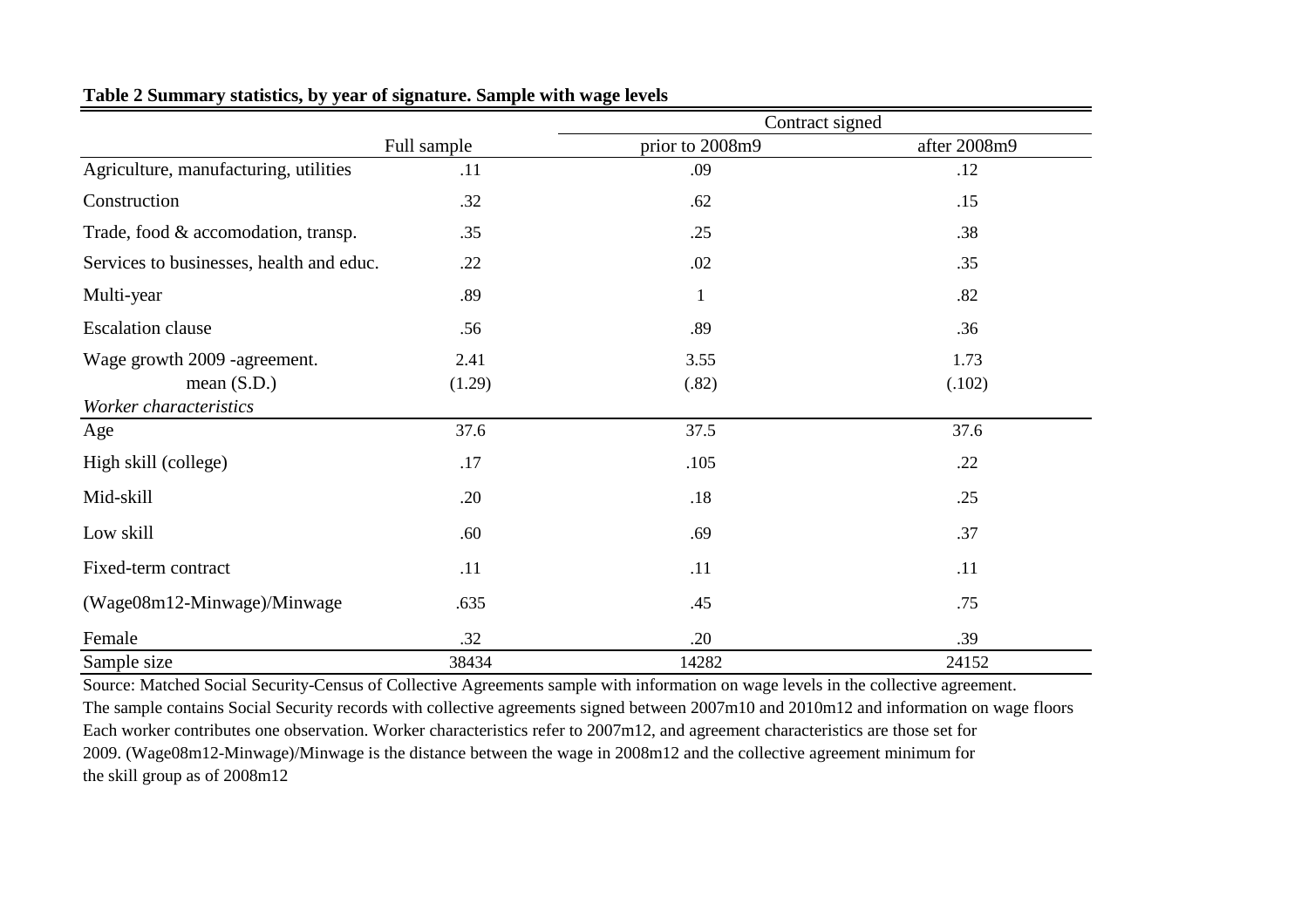**Table 2 Summary statistics, by year of signature. Sample with wage levels**

| | Full sample | Contract signed prior to 2008m9 | Contract signed after 2008m9 |
|---|---|---|---|
| Agriculture, manufacturing, utilities | .11 | .09 | .12 |
| Construction | .32 | .62 | .15 |
| Trade, food & accomodation, transp. | .35 | .25 | .38 |
| Services to businesses, health and educ. | .22 | .02 | .35 |
| Multi-year | .89 | 1 | .82 |
| Escalation clause | .56 | .89 | .36 |
| Wage growth 2009 -agreement. | 2.41 | 3.55 | 1.73 |
| mean (S.D.) | (1.29) | (.82) | (.102) |
| *Worker characteristics* | | | |
| Age | 37.6 | 37.5 | 37.6 |
| High skill (college) | .17 | .105 | .22 |
| Mid-skill | .20 | .18 | .25 |
| Low skill | .60 | .69 | .37 |
| Fixed-term contract | .11 | .11 | .11 |
| (Wage08m12-Minwage)/Minwage | .635 | .45 | .75 |
| Female | .32 | .20 | .39 |
| Sample size | 38434 | 14282 | 24152 |

Source: Matched Social Security-Census of Collective Agreements sample with information on wage levels in the collective agreement. The sample contains Social Security records with collective agreements signed between 2007m10 and 2010m12 and information on wage floors Each worker contributes one observation. Worker characteristics refer to 2007m12, and agreement characteristics are those set for 2009. (Wage08m12-Minwage)/Minwage is the distance between the wage in 2008m12 and the collective agreement minimum for the skill group as of 2008m12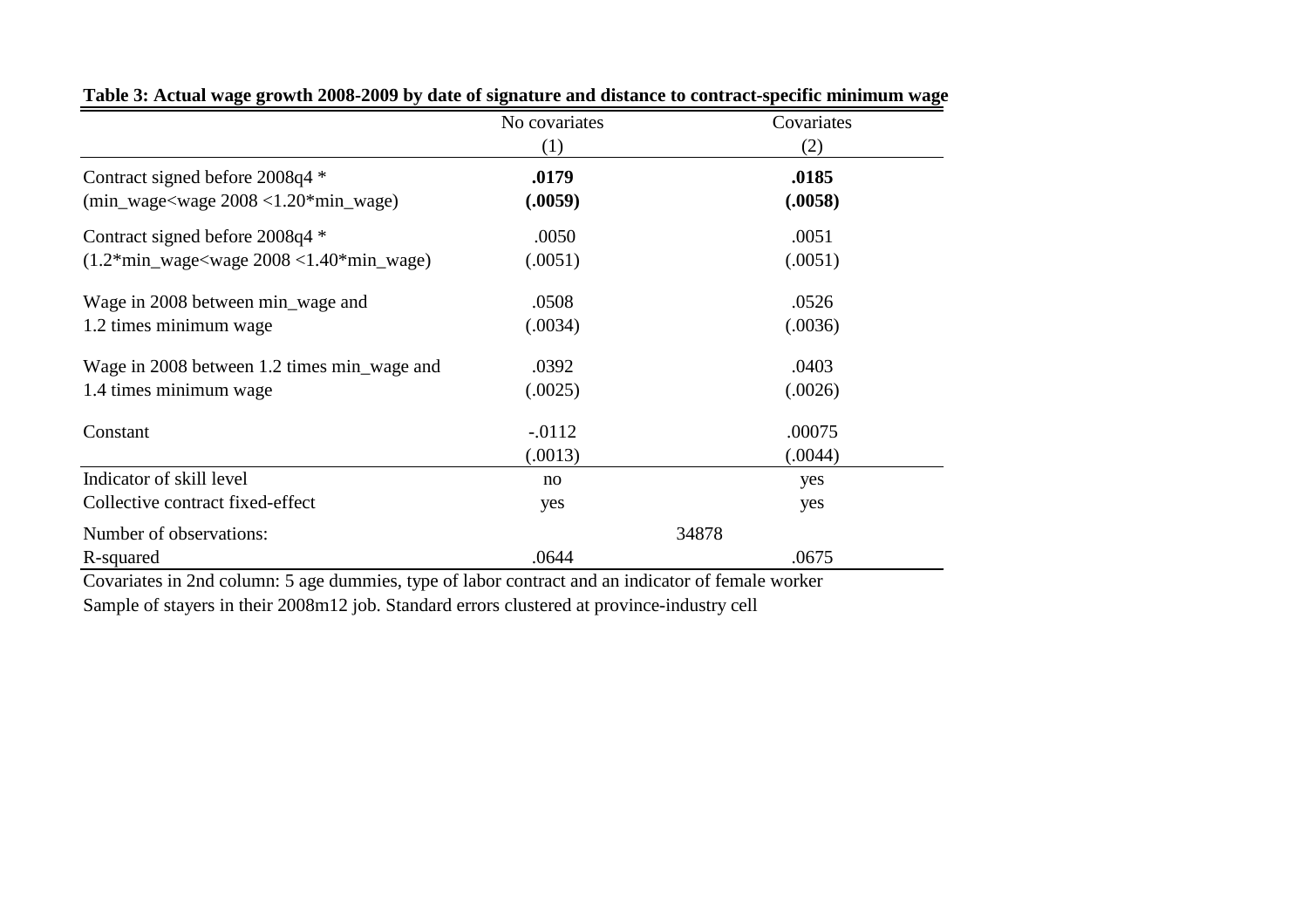**Table 3: Actual wage growth 2008-2009 by date of signature and distance to contract-specific minimum wage**

| | No covariates | Covariates |
|---|---|---|
| | (1) | (2) |
| Contract signed before 2008q4 * (min_wage<wage 2008 <1.20*min_wage) | **.0179** | **.0185** |
| | **(.0059)** | **(.0058)** |
| Contract signed before 2008q4 * (1.2*min_wage<wage 2008 <1.40*min_wage) | .0050 | .0051 |
| | (.0051) | (.0051) |
| Wage in 2008 between min_wage and 1.2 times minimum wage | .0508 | .0526 |
| | (.0034) | (.0036) |
| Wage in 2008 between 1.2 times min_wage and 1.4 times minimum wage | .0392 | .0403 |
| | (.0025) | (.0026) |
| Constant | -.0112 | .00075 |
| | (.0013) | (.0044) |
| Indicator of skill level | no | yes |
| Collective contract fixed-effect | yes | yes |
| Number of observations: | 34878 | |
| R-squared | .0644 | .0675 |

Covariates in 2nd column: 5 age dummies, type of labor contract and an indicator of female worker
Sample of stayers in their 2008m12 job. Standard errors clustered at province-industry cell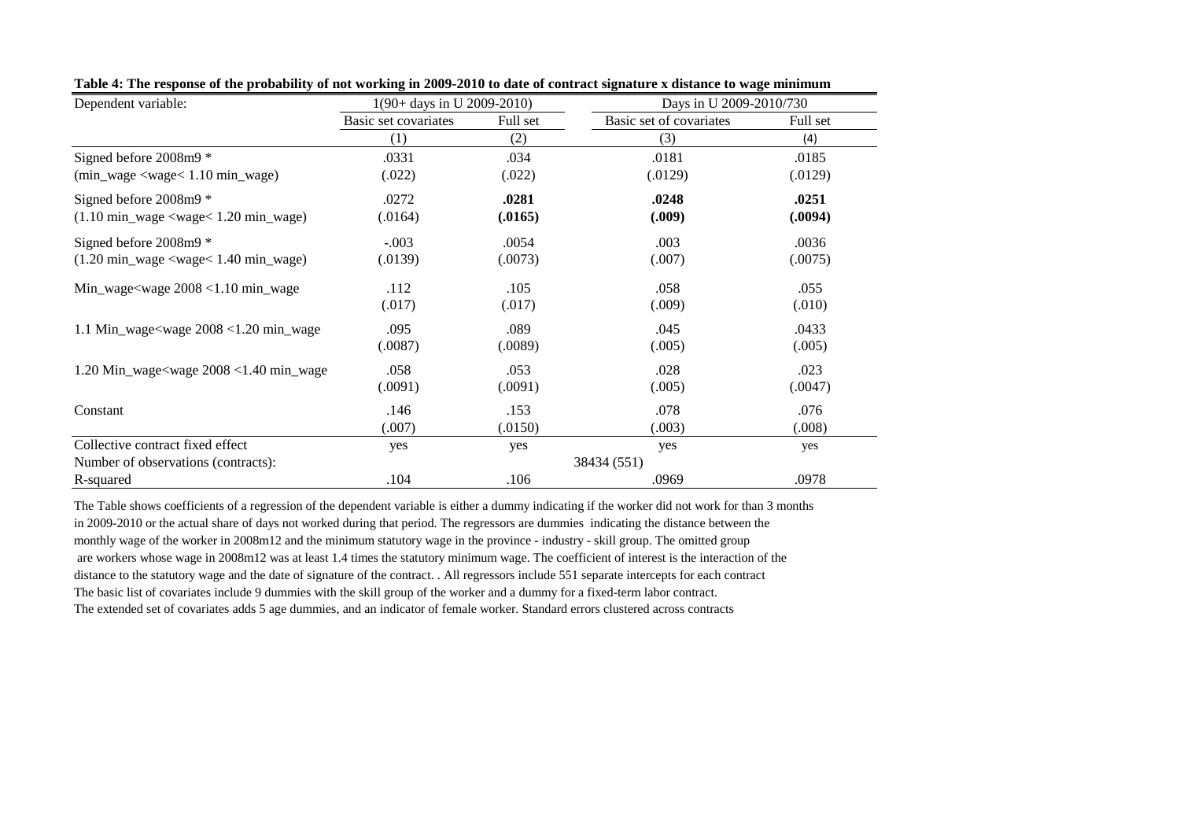**Table 4: The response of the probability of not working in 2009-2010 to date of contract signature x distance to wage minimum**

| Dependent variable: | 1(90+ days in U 2009-2010) | | Days in U 2009-2010/730 | |
|---|---|---|---|---|
| | Basic set covariates | Full set | Basic set of covariates | Full set |
| | (1) | (2) | (3) | (4) |
| Signed before 2008m9 * (min_wage <wage< 1.10 min_wage) | .0331 (.022) | .034 (.022) | .0181 (.0129) | .0185 (.0129) |
| Signed before 2008m9 * (1.10 min_wage <wage< 1.20 min_wage) | .0272 (.0164) | **.0281** **(.0165)** | **.0248** **(.009)** | **.0251** **(.0094)** |
| Signed before 2008m9 * (1.20 min_wage <wage< 1.40 min_wage) | -.003 (.0139) | .0054 (.0073) | .003 (.007) | .0036 (.0075) |
| Min_wage<wage 2008 <1.10 min_wage | .112 (.017) | .105 (.017) | .058 (.009) | .055 (.010) |
| 1.1 Min_wage<wage 2008 <1.20 min_wage | .095 (.0087) | .089 (.0089) | .045 (.005) | .0433 (.005) |
| 1.20 Min_wage<wage 2008 <1.40 min_wage | .058 (.0091) | .053 (.0091) | .028 (.005) | .023 (.0047) |
| Constant | .146 (.007) | .153 (.0150) | .078 (.003) | .076 (.008) |
| Collective contract fixed effect | yes | yes | yes | yes |
| Number of observations (contracts): | 38434 (551) | | | |
| R-squared | .104 | .106 | .0969 | .0978 |

The Table shows coefficients of a regression of the dependent variable is either a dummy indicating if the worker did not work for than 3 months in 2009-2010 or the actual share of days not worked during that period. The regressors are dummies indicating the distance between the monthly wage of the worker in 2008m12 and the minimum statutory wage in the province - industry - skill group. The omitted group are workers whose wage in 2008m12 was at least 1.4 times the statutory minimum wage. The coefficient of interest is the interaction of the distance to the statutory wage and the date of signature of the contract. . All regressors include 551 separate intercepts for each contract The basic list of covariates include 9 dummies with the skill group of the worker and a dummy for a fixed-term labor contract. The extended set of covariates adds 5 age dummies, and an indicator of female worker. Standard errors clustered across contracts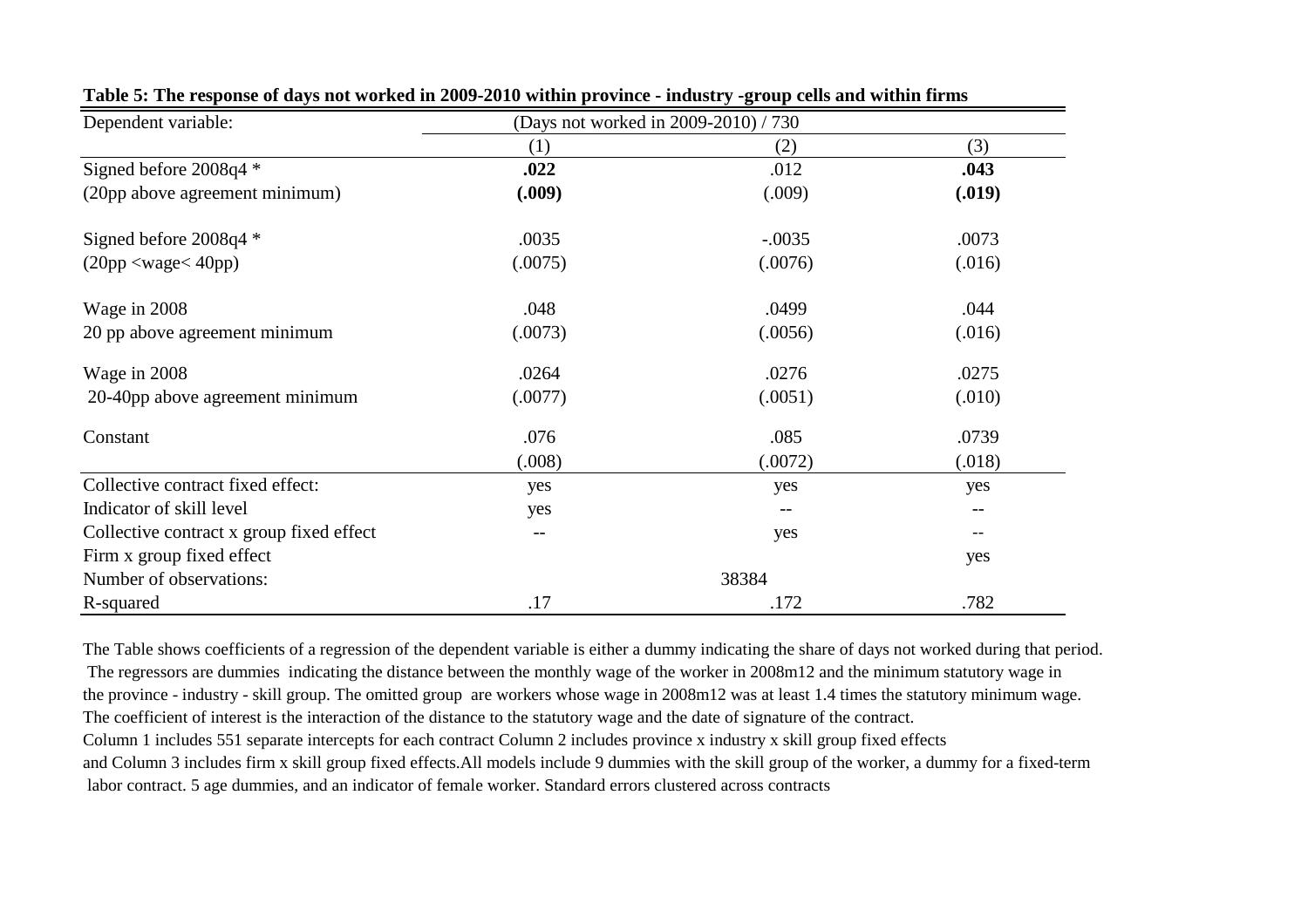**Table 5: The response of days not worked in 2009-2010 within province - industry -group cells and within firms**

| Dependent variable: | (Days not worked in 2009-2010) / 730 | | |
|---|---|---|---|
| | (1) | (2) | (3) |
| Signed before 2008q4 * | **.022** | .012 | **.043** |
| (20pp above agreement minimum) | **(.009)** | (.009) | **(.019)** |
| Signed before 2008q4 * | .0035 | -.0035 | .0073 |
| (20pp <wage< 40pp) | (.0075) | (.0076) | (.016) |
| Wage in 2008 | .048 | .0499 | .044 |
| 20 pp above agreement minimum | (.0073) | (.0056) | (.016) |
| Wage in 2008 | .0264 | .0276 | .0275 |
| 20-40pp above agreement minimum | (.0077) | (.0051) | (.010) |
| Constant | .076 | .085 | .0739 |
| | (.008) | (.0072) | (.018) |
| Collective contract fixed effect: | yes | yes | yes |
| Indicator of skill level | yes | -- | -- |
| Collective contract x group fixed effect | -- | yes | -- |
| Firm x group fixed effect | | | yes |
| Number of observations: | | 38384 | |
| R-squared | .17 | .172 | .782 |

The Table shows coefficients of a regression of the dependent variable is either a dummy indicating the share of days not worked during that period. The regressors are dummies indicating the distance between the monthly wage of the worker in 2008m12 and the minimum statutory wage in the province - industry - skill group. The omitted group are workers whose wage in 2008m12 was at least 1.4 times the statutory minimum wage. The coefficient of interest is the interaction of the distance to the statutory wage and the date of signature of the contract.
Column 1 includes 551 separate intercepts for each contract Column 2 includes province x industry x skill group fixed effects and Column 3 includes firm x skill group fixed effects.All models include 9 dummies with the skill group of the worker, a dummy for a fixed-term labor contract. 5 age dummies, and an indicator of female worker. Standard errors clustered across contracts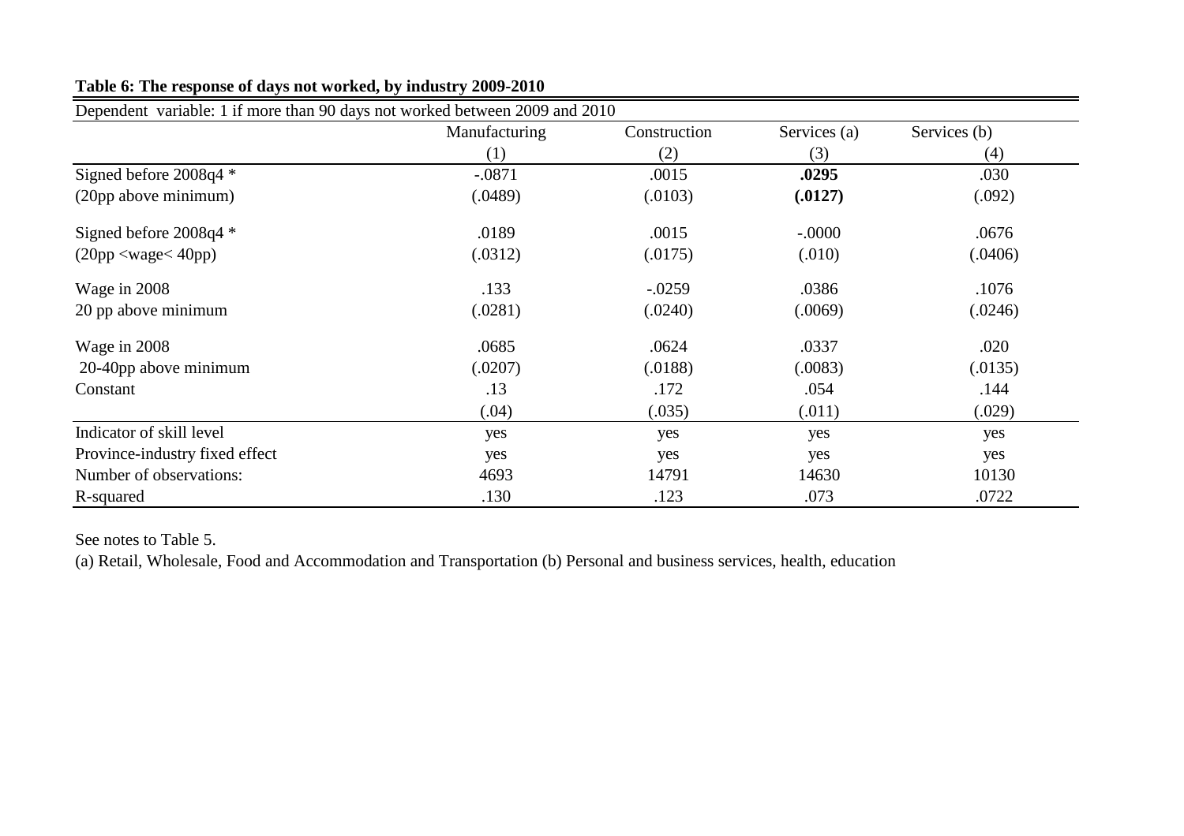**Table 6: The response of days not worked, by industry 2009-2010**

| Dependent variable: 1 if more than 90 days not worked between 2009 and 2010 | Manufacturing | Construction | Services (a) | Services (b) |
|---|---|---|---|---|
| | (1) | (2) | (3) | (4) |
| Signed before 2008q4 * | -.0871 | .0015 | **.0295** | .030 |
| (20pp above minimum) | (.0489) | (.0103) | **(.0127)** | (.092) |
| Signed before 2008q4 * | .0189 | .0015 | -.0000 | .0676 |
| (20pp <wage< 40pp) | (.0312) | (.0175) | (.010) | (.0406) |
| Wage in 2008 | .133 | -.0259 | .0386 | .1076 |
| 20 pp above minimum | (.0281) | (.0240) | (.0069) | (.0246) |
| Wage in 2008 | .0685 | .0624 | .0337 | .020 |
| 20-40pp above minimum | (.0207) | (.0188) | (.0083) | (.0135) |
| Constant | .13 | .172 | .054 | .144 |
| | (.04) | (.035) | (.011) | (.029) |
| Indicator of skill level | yes | yes | yes | yes |
| Province-industry fixed effect | yes | yes | yes | yes |
| Number of observations: | 4693 | 14791 | 14630 | 10130 |
| R-squared | .130 | .123 | .073 | .0722 |

See notes to Table 5.

(a) Retail, Wholesale, Food and Accommodation and Transportation (b) Personal and business services, health, education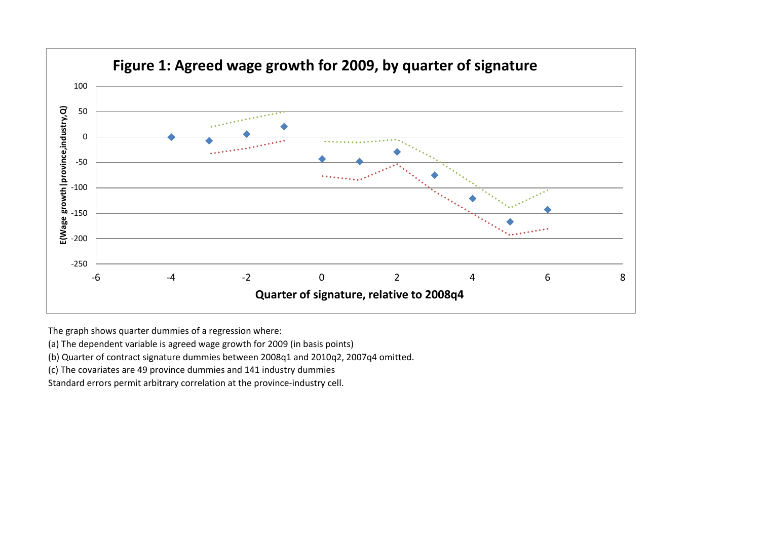**Figure 1: Agreed wage growth for 2009, by quarter of signature**

The graph shows quarter dummies of a regression where:

(a) The dependent variable is agreed wage growth for 2009 (in basis points)

(b) Quarter of contract signature dummies between 2008q1 and 2010q2, 2007q4 omitted.

(c) The covariates are 49 province dummies and 141 industry dummies

Standard errors permit arbitrary correlation at the province-industry cell.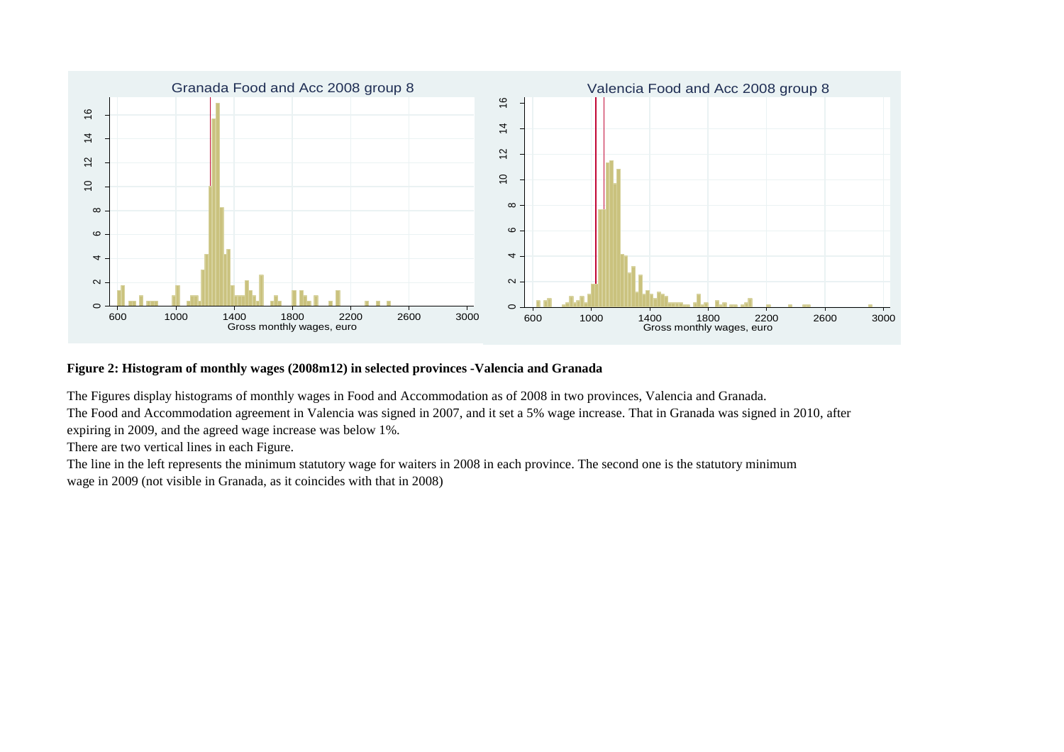**Figure 2: Histogram of monthly wages (2008m12) in selected provinces -Valencia and Granada**

The Figures display histograms of monthly wages in Food and Accommodation as of 2008 in two provinces, Valencia and Granada.

The Food and Accommodation agreement in Valencia was signed in 2007, and it set a 5% wage increase. That in Granada was signed in 2010, after expiring in 2009, and the agreed wage increase was below 1%.

There are two vertical lines in each Figure.

The line in the left represents the minimum statutory wage for waiters in 2008 in each province. The second one is the statutory minimum wage in 2009 (not visible in Granada, as it coincides with that in 2008)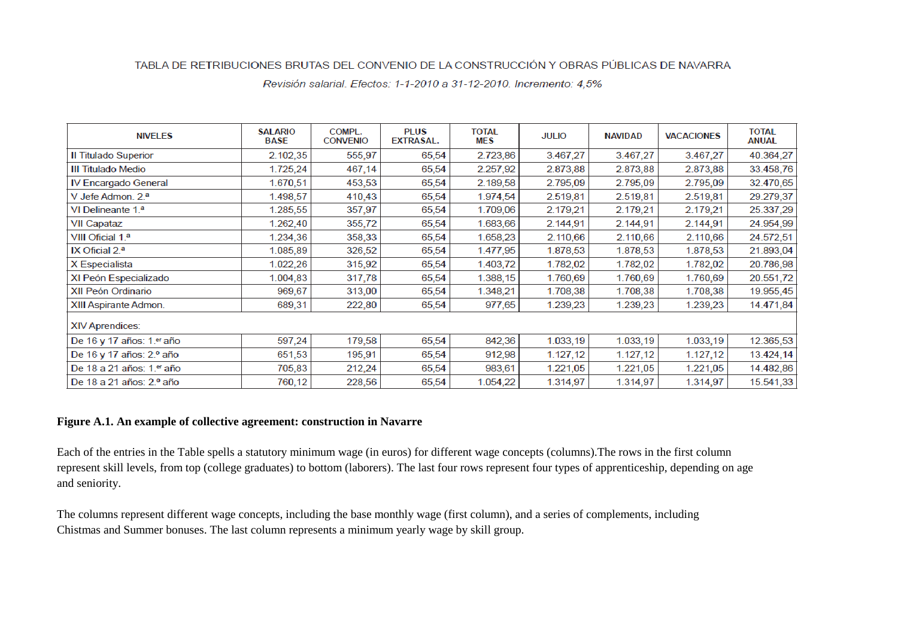TABLA DE RETRIBUCIONES BRUTAS DEL CONVENIO DE LA CONSTRUCCIÓN Y OBRAS PÚBLICAS DE NAVARRA

*Revisión salarial. Efectos: 1-1-2010 a 31-12-2010. Incremento: 4,5%*

| NIVELES | SALARIO BASE | COMPL. CONVENIO | PLUS EXTRASAL. | TOTAL MES | JULIO | NAVIDAD | VACACIONES | TOTAL ANUAL |
|---|---|---|---|---|---|---|---|---|
| II Titulado Superior | 2.102,35 | 555,97 | 65,54 | 2.723,86 | 3.467,27 | 3.467,27 | 3.467,27 | 40.364,27 |
| III Titulado Medio | 1.725,24 | 467,14 | 65,54 | 2.257,92 | 2.873,88 | 2.873,88 | 2.873,88 | 33.458,76 |
| IV Encargado General | 1.670,51 | 453,53 | 65,54 | 2.189,58 | 2.795,09 | 2.795,09 | 2.795,09 | 32.470,65 |
| V Jefe Admon. 2.ª | 1.498,57 | 410,43 | 65,54 | 1.974,54 | 2.519,81 | 2.519,81 | 2.519,81 | 29.279,37 |
| VI Delineante 1.ª | 1.285,55 | 357,97 | 65,54 | 1.709,06 | 2.179,21 | 2.179,21 | 2.179,21 | 25.337,29 |
| VII Capataz | 1.262,40 | 355,72 | 65,54 | 1.683,66 | 2.144,91 | 2.144,91 | 2.144,91 | 24.954,99 |
| VIII Oficial 1.ª | 1.234,36 | 358,33 | 65,54 | 1.658,23 | 2.110,66 | 2.110,66 | 2.110,66 | 24.572,51 |
| IX Oficial 2.ª | 1.085,89 | 326,52 | 65,54 | 1.477,95 | 1.878,53 | 1.878,53 | 1.878,53 | 21.893,04 |
| X Especialista | 1.022,26 | 315,92 | 65,54 | 1.403,72 | 1.782,02 | 1.782,02 | 1.782,02 | 20.786,98 |
| XI Peón Especializado | 1.004,83 | 317,78 | 65,54 | 1.388,15 | 1.760,69 | 1.760,69 | 1.760,69 | 20.551,72 |
| XII Peón Ordinario | 969,67 | 313,00 | 65,54 | 1.348,21 | 1.708,38 | 1.708,38 | 1.708,38 | 19.955,45 |
| XIII Aspirante Admon. | 689,31 | 222,80 | 65,54 | 977,65 | 1.239,23 | 1.239,23 | 1.239,23 | 14.471,84 |
| XIV Aprendices: | | | | | | | | |
| De 16 y 17 años: 1.er año | 597,24 | 179,58 | 65,54 | 842,36 | 1.033,19 | 1.033,19 | 1.033,19 | 12.365,53 |
| De 16 y 17 años: 2.º año | 651,53 | 195,91 | 65,54 | 912,98 | 1.127,12 | 1.127,12 | 1.127,12 | 13.424,14 |
| De 18 a 21 años: 1.er año | 705,83 | 212,24 | 65,54 | 983,61 | 1.221,05 | 1.221,05 | 1.221,05 | 14.482,86 |
| De 18 a 21 años: 2.º año | 760,12 | 228,56 | 65,54 | 1.054,22 | 1.314,97 | 1.314,97 | 1.314,97 | 15.541,33 |

**Figure A.1. An example of collective agreement: construction in Navarre**

Each of the entries in the Table spells a statutory minimum wage (in euros) for different wage concepts (columns).The rows in the first column represent skill levels, from top (college graduates) to bottom (laborers). The last four rows represent four types of apprenticeship, depending on age and seniority.

The columns represent different wage concepts, including the base monthly wage (first column), and a series of complements, including Chistmas and Summer bonuses. The last column represents a minimum yearly wage by skill group.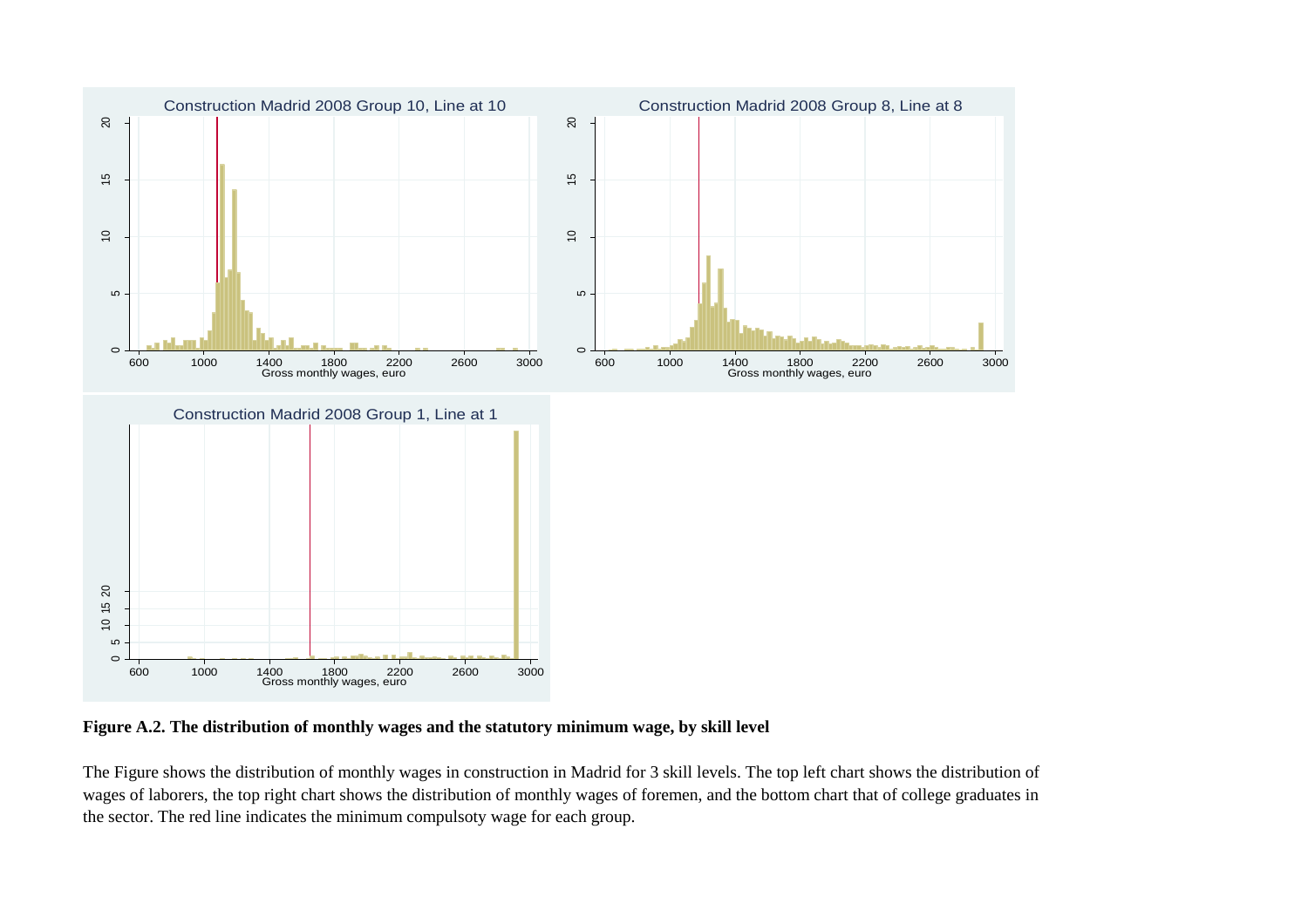**Figure A.2. The distribution of monthly wages and the statutory minimum wage, by skill level**

The Figure shows the distribution of monthly wages in construction in Madrid for 3 skill levels. The top left chart shows the distribution of wages of laborers, the top right chart shows the distribution of monthly wages of foremen, and the bottom chart that of college graduates in the sector. The red line indicates the minimum compulsoty wage for each group.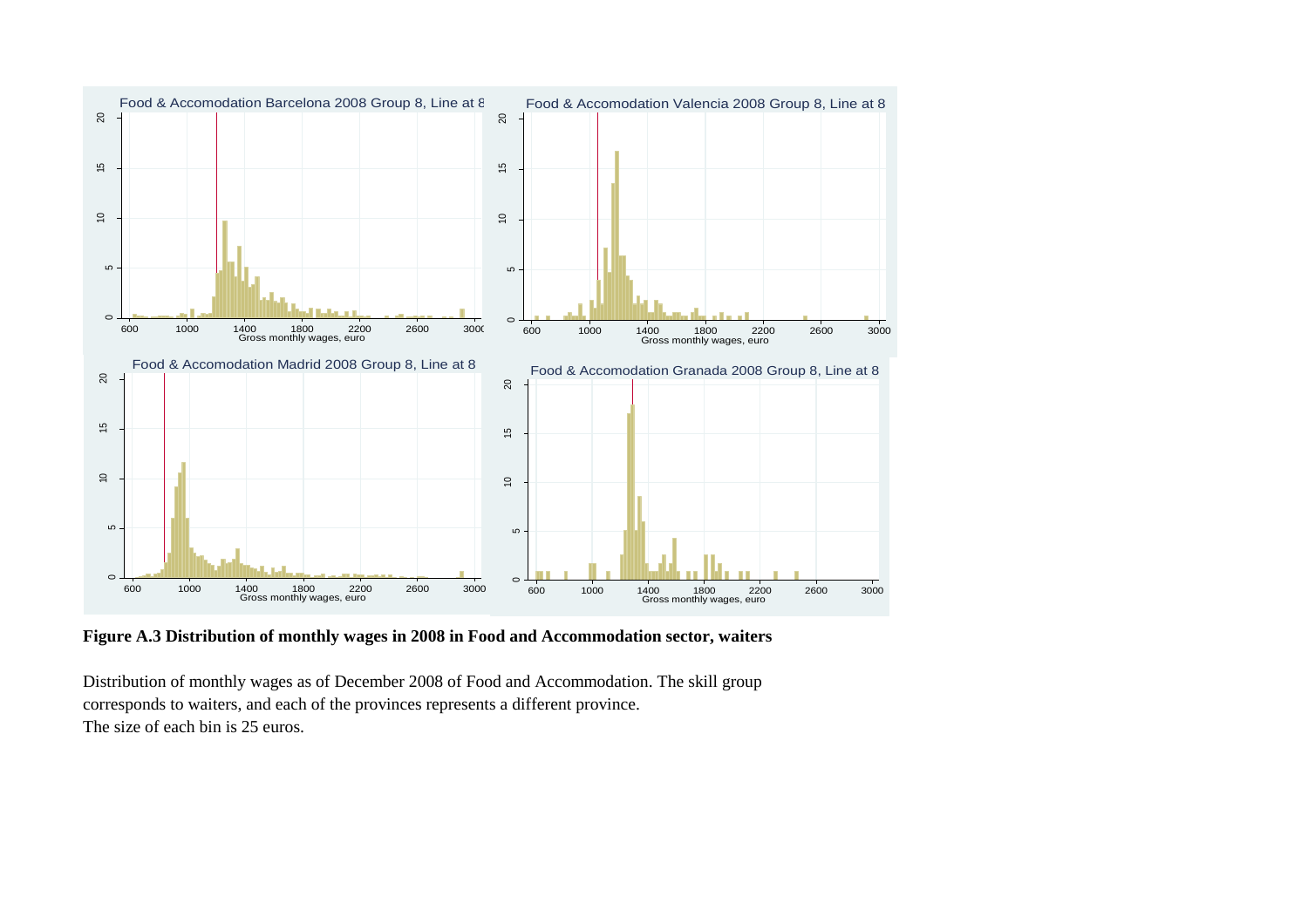Food & Accomodation Barcelona 2008 Group 8, Line at 8

20
15
10
5
0

600 1000 1400 1800 2200 2600 3000

Gross monthly wages, euro

Food & Accomodation Valencia 2008 Group 8, Line at 8

20
15
10
5
0

600 1000 1400 1800 2200 2600 3000

Gross monthly wages, euro

Food & Accomodation Madrid 2008 Group 8, Line at 8

20
15
10
5
0

600 1000 1400 1800 2200 2600 3000

Gross monthly wages, euro

Food & Accomodation Granada 2008 Group 8, Line at 8

20
15
10
5
0

600 1000 1400 1800 2200 2600 3000

Gross monthly wages, euro

**Figure A.3 Distribution of monthly wages in 2008 in Food and Accommodation sector, waiters**

Distribution of monthly wages as of December 2008 of Food and Accommodation. The skill group corresponds to waiters, and each of the provinces represents a different province.
The size of each bin is 25 euros.